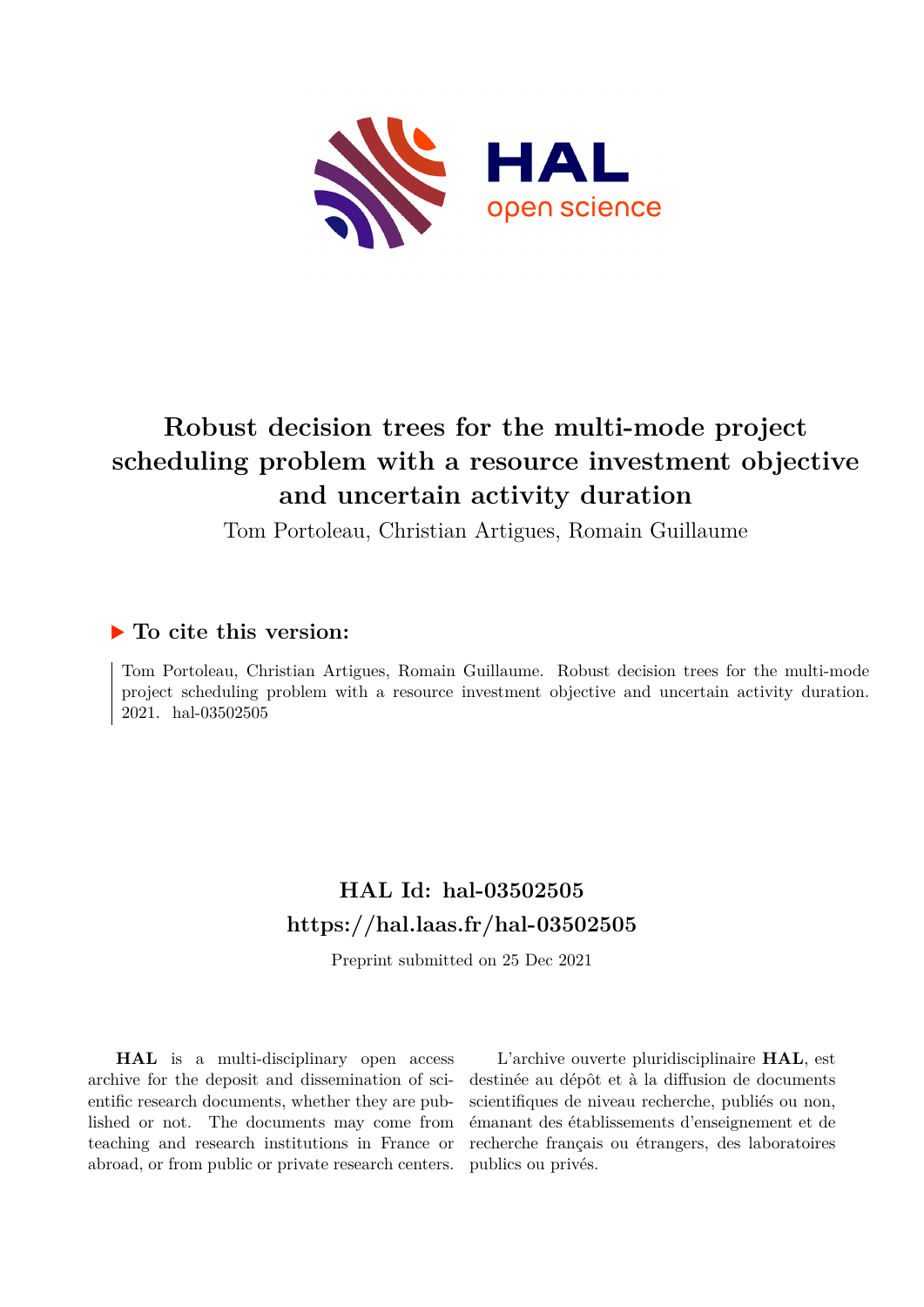# Robust decision trees for the multi-mode project scheduling problem with a resource investment objective and uncertain activity duration

Tom Portoleau, Christian Artigues, Romain Guillaume

## ▶ To cite this version:

Tom Portoleau, Christian Artigues, Romain Guillaume. Robust decision trees for the multi-mode project scheduling problem with a resource investment objective and uncertain activity duration. 2021. hal-03502505

## HAL Id: hal-03502505
## https://hal.laas.fr/hal-03502505

Preprint submitted on 25 Dec 2021

**HAL** is a multi-disciplinary open access archive for the deposit and dissemination of scientific research documents, whether they are published or not. The documents may come from teaching and research institutions in France or abroad, or from public or private research centers.

L'archive ouverte pluridisciplinaire **HAL**, est destinée au dépôt et à la diffusion de documents scientifiques de niveau recherche, publiés ou non, émanant des établissements d'enseignement et de recherche français ou étrangers, des laboratoires publics ou privés.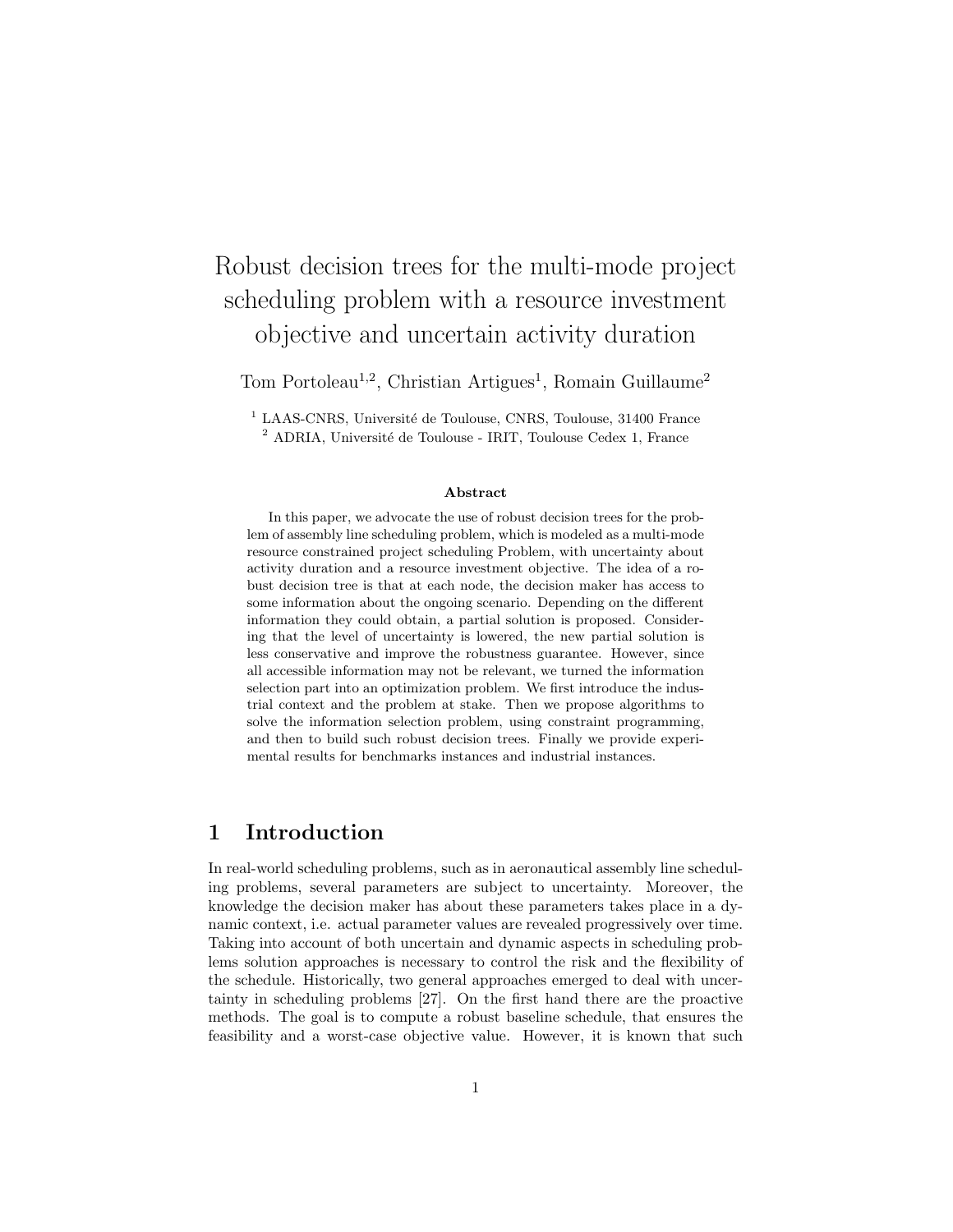# Robust decision trees for the multi-mode project scheduling problem with a resource investment objective and uncertain activity duration

Tom Portoleau[1,2], Christian Artigues[1], Romain Guillaume[2]

[1] LAAS-CNRS, Université de Toulouse, CNRS, Toulouse, 31400 France
[2] ADRIA, Université de Toulouse - IRIT, Toulouse Cedex 1, France

**Abstract**

In this paper, we advocate the use of robust decision trees for the problem of assembly line scheduling problem, which is modeled as a multi-mode resource constrained project scheduling Problem, with uncertainty about activity duration and a resource investment objective. The idea of a robust decision tree is that at each node, the decision maker has access to some information about the ongoing scenario. Depending on the different information they could obtain, a partial solution is proposed. Considering that the level of uncertainty is lowered, the new partial solution is less conservative and improve the robustness guarantee. However, since all accessible information may not be relevant, we turned the information selection part into an optimization problem. We first introduce the industrial context and the problem at stake. Then we propose algorithms to solve the information selection problem, using constraint programming, and then to build such robust decision trees. Finally we provide experimental results for benchmarks instances and industrial instances.

## 1 Introduction

In real-world scheduling problems, such as in aeronautical assembly line scheduling problems, several parameters are subject to uncertainty. Moreover, the knowledge the decision maker has about these parameters takes place in a dynamic context, i.e. actual parameter values are revealed progressively over time. Taking into account of both uncertain and dynamic aspects in scheduling problems solution approaches is necessary to control the risk and the flexibility of the schedule. Historically, two general approaches emerged to deal with uncertainty in scheduling problems [27]. On the first hand there are the proactive methods. The goal is to compute a robust baseline schedule, that ensures the feasibility and a worst-case objective value. However, it is known that such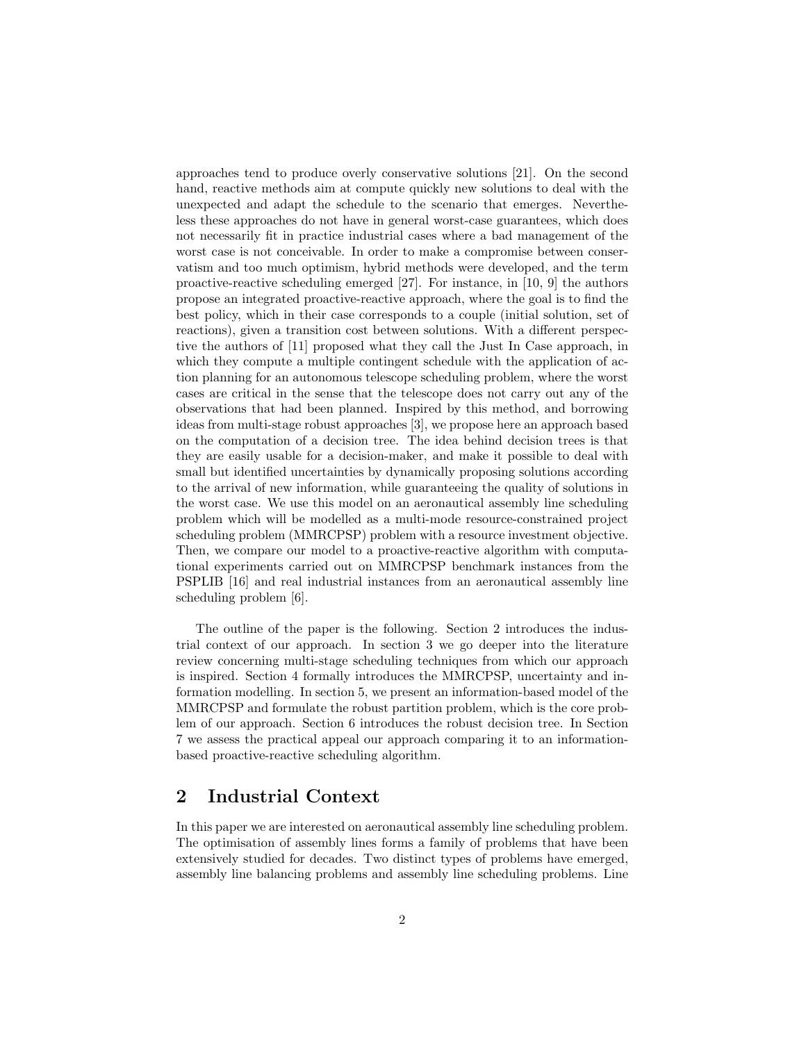approaches tend to produce overly conservative solutions [21]. On the second hand, reactive methods aim at compute quickly new solutions to deal with the unexpected and adapt the schedule to the scenario that emerges. Nevertheless these approaches do not have in general worst-case guarantees, which does not necessarily fit in practice industrial cases where a bad management of the worst case is not conceivable. In order to make a compromise between conservatism and too much optimism, hybrid methods were developed, and the term proactive-reactive scheduling emerged [27]. For instance, in [10, 9] the authors propose an integrated proactive-reactive approach, where the goal is to find the best policy, which in their case corresponds to a couple (initial solution, set of reactions), given a transition cost between solutions. With a different perspective the authors of [11] proposed what they call the Just In Case approach, in which they compute a multiple contingent schedule with the application of action planning for an autonomous telescope scheduling problem, where the worst cases are critical in the sense that the telescope does not carry out any of the observations that had been planned. Inspired by this method, and borrowing ideas from multi-stage robust approaches [3], we propose here an approach based on the computation of a decision tree. The idea behind decision trees is that they are easily usable for a decision-maker, and make it possible to deal with small but identified uncertainties by dynamically proposing solutions according to the arrival of new information, while guaranteeing the quality of solutions in the worst case. We use this model on an aeronautical assembly line scheduling problem which will be modelled as a multi-mode resource-constrained project scheduling problem (MMRCPSP) problem with a resource investment objective. Then, we compare our model to a proactive-reactive algorithm with computational experiments carried out on MMRCPSP benchmark instances from the PSPLIB [16] and real industrial instances from an aeronautical assembly line scheduling problem [6].

The outline of the paper is the following. Section 2 introduces the industrial context of our approach. In section 3 we go deeper into the literature review concerning multi-stage scheduling techniques from which our approach is inspired. Section 4 formally introduces the MMRCPSP, uncertainty and information modelling. In section 5, we present an information-based model of the MMRCPSP and formulate the robust partition problem, which is the core problem of our approach. Section 6 introduces the robust decision tree. In Section 7 we assess the practical appeal our approach comparing it to an information-based proactive-reactive scheduling algorithm.

## 2 Industrial Context

In this paper we are interested on aeronautical assembly line scheduling problem. The optimisation of assembly lines forms a family of problems that have been extensively studied for decades. Two distinct types of problems have emerged, assembly line balancing problems and assembly line scheduling problems. Line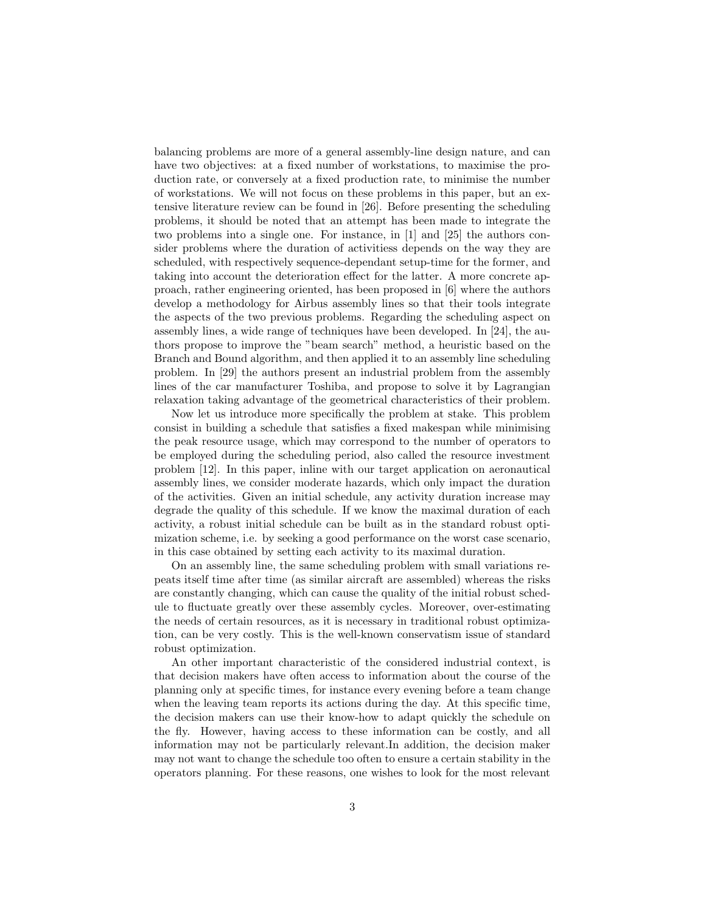balancing problems are more of a general assembly-line design nature, and can have two objectives: at a fixed number of workstations, to maximise the production rate, or conversely at a fixed production rate, to minimise the number of workstations. We will not focus on these problems in this paper, but an extensive literature review can be found in [26]. Before presenting the scheduling problems, it should be noted that an attempt has been made to integrate the two problems into a single one. For instance, in [1] and [25] the authors consider problems where the duration of activitiess depends on the way they are scheduled, with respectively sequence-dependant setup-time for the former, and taking into account the deterioration effect for the latter. A more concrete approach, rather engineering oriented, has been proposed in [6] where the authors develop a methodology for Airbus assembly lines so that their tools integrate the aspects of the two previous problems. Regarding the scheduling aspect on assembly lines, a wide range of techniques have been developed. In [24], the authors propose to improve the "beam search" method, a heuristic based on the Branch and Bound algorithm, and then applied it to an assembly line scheduling problem. In [29] the authors present an industrial problem from the assembly lines of the car manufacturer Toshiba, and propose to solve it by Lagrangian relaxation taking advantage of the geometrical characteristics of their problem.

Now let us introduce more specifically the problem at stake. This problem consist in building a schedule that satisfies a fixed makespan while minimising the peak resource usage, which may correspond to the number of operators to be employed during the scheduling period, also called the resource investment problem [12]. In this paper, inline with our target application on aeronautical assembly lines, we consider moderate hazards, which only impact the duration of the activities. Given an initial schedule, any activity duration increase may degrade the quality of this schedule. If we know the maximal duration of each activity, a robust initial schedule can be built as in the standard robust optimization scheme, i.e. by seeking a good performance on the worst case scenario, in this case obtained by setting each activity to its maximal duration.

On an assembly line, the same scheduling problem with small variations repeats itself time after time (as similar aircraft are assembled) whereas the risks are constantly changing, which can cause the quality of the initial robust schedule to fluctuate greatly over these assembly cycles. Moreover, over-estimating the needs of certain resources, as it is necessary in traditional robust optimization, can be very costly. This is the well-known conservatism issue of standard robust optimization.

An other important characteristic of the considered industrial context, is that decision makers have often access to information about the course of the planning only at specific times, for instance every evening before a team change when the leaving team reports its actions during the day. At this specific time, the decision makers can use their know-how to adapt quickly the schedule on the fly. However, having access to these information can be costly, and all information may not be particularly relevant.In addition, the decision maker may not want to change the schedule too often to ensure a certain stability in the operators planning. For these reasons, one wishes to look for the most relevant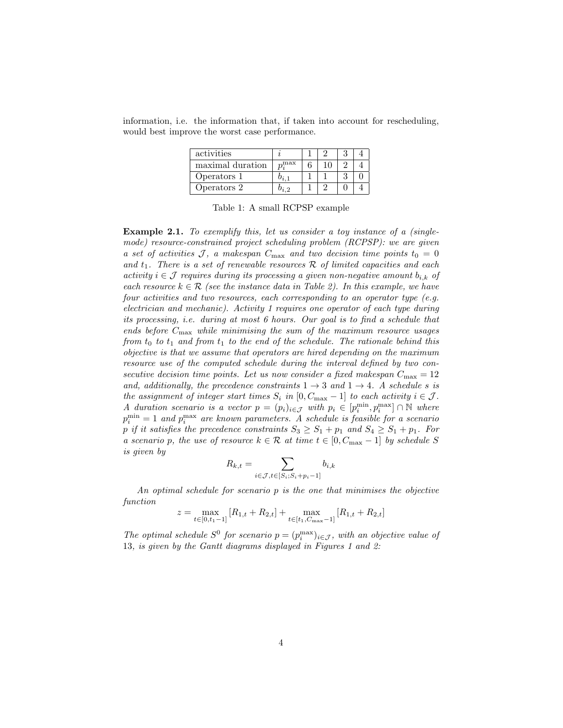information, i.e. the information that, if taken into account for rescheduling, would best improve the worst case performance.

| activities | $i$ | 1 | 2 | 3 | 4 |
|---|---|---|---|---|---|
| maximal duration | $p_i^{\max}$ | 6 | 10 | 2 | 4 |
| Operators 1 | $b_{i,1}$ | 1 | 1 | 3 | 0 |
| Operators 2 | $b_{i,2}$ | 1 | 2 | 0 | 4 |

Table 1: A small RCPSP example

**Example 2.1.** *To exemplify this, let us consider a toy instance of a (single-mode) resource-constrained project scheduling problem (RCPSP): we are given a set of activities $\mathcal{J}$, a makespan $C_{\max}$ and two decision time points $t_0 = 0$ and $t_1$. There is a set of renewable resources $\mathcal{R}$ of limited capacities and each activity $i \in \mathcal{J}$ requires during its processing a given non-negative amount $b_{i,k}$ of each resource $k \in \mathcal{R}$ (see the instance data in Table 2). In this example, we have four activities and two resources, each corresponding to an operator type (e.g. electrician and mechanic). Activity 1 requires one operator of each type during its processing, i.e. during at most 6 hours. Our goal is to find a schedule that ends before $C_{\max}$ while minimising the sum of the maximum resource usages from $t_0$ to $t_1$ and from $t_1$ to the end of the schedule. The rationale behind this objective is that we assume that operators are hired depending on the maximum resource use of the computed schedule during the interval defined by two consecutive decision time points. Let us now consider a fixed makespan $C_{\max} = 12$ and, additionally, the precedence constraints $1 \to 3$ and $1 \to 4$. A schedule $s$ is the assignment of integer start times $S_i$ in $[0, C_{\max} - 1]$ to each activity $i \in \mathcal{J}$. A duration scenario is a vector $p = (p_i)_{i \in \mathcal{J}}$ with $p_i \in [p_i^{\min}, p_i^{\max}] \cap \mathbb{N}$ where $p_i^{\min} = 1$ and $p_i^{\max}$ are known parameters. A schedule is feasible for a scenario $p$ if it satisfies the precedence constraints $S_3 \geq S_1 + p_1$ and $S_4 \geq S_1 + p_1$. For a scenario $p$, the use of resource $k \in \mathcal{R}$ at time $t \in [0, C_{\max} - 1]$ by schedule $S$ is given by*

$$R_{k,t} = \sum_{i \in \mathcal{J}, t \in [S_i; S_i + p_i - 1]} b_{i,k}$$

*An optimal schedule for scenario $p$ is the one that minimises the objective function*

$$z = \max_{t \in [0, t_1 - 1]} [R_{1,t} + R_{2,t}] + \max_{t \in [t_1, C_{\max} - 1]} [R_{1,t} + R_{2,t}]$$

*The optimal schedule $S^0$ for scenario $p = (p_i^{\max})_{i \in \mathcal{J}}$, with an objective value of 13, is given by the Gantt diagrams displayed in Figures 1 and 2:*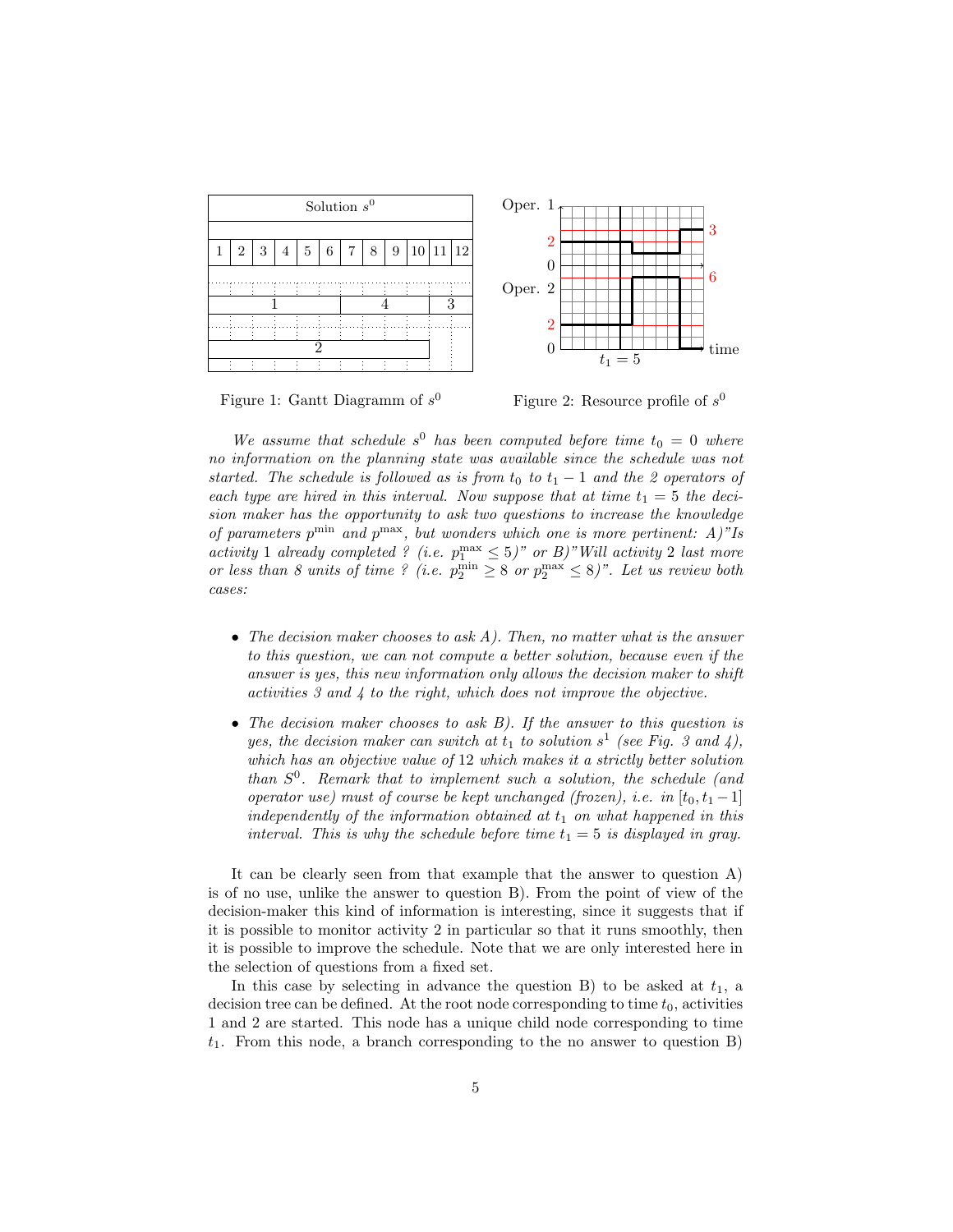Figure 1: Gantt Diagramm of $s^0$

Figure 2: Resource profile of $s^0$

*We assume that schedule $s^0$ has been computed before time $t_0 = 0$ where no information on the planning state was available since the schedule was not started. The schedule is followed as is from $t_0$ to $t_1 - 1$ and the 2 operators of each type are hired in this interval. Now suppose that at time $t_1 = 5$ the decision maker has the opportunity to ask two questions to increase the knowledge of parameters $p^{\min}$ and $p^{\max}$, but wonders which one is more pertinent: A)"Is activity 1 already completed ? (i.e. $p_1^{\max} \leq 5$)" or B)"Will activity 2 last more or less than 8 units of time ? (i.e. $p_2^{\min} \geq 8$ or $p_2^{\max} \leq 8$)". Let us review both cases:*

- *The decision maker chooses to ask A). Then, no matter what is the answer to this question, we can not compute a better solution, because even if the answer is yes, this new information only allows the decision maker to shift activities 3 and 4 to the right, which does not improve the objective.*
- *The decision maker chooses to ask B). If the answer to this question is yes, the decision maker can switch at $t_1$ to solution $s^1$ (see Fig. 3 and 4), which has an objective value of 12 which makes it a strictly better solution than $S^0$. Remark that to implement such a solution, the schedule (and operator use) must of course be kept unchanged (frozen), i.e. in $[t_0, t_1 - 1]$ independently of the information obtained at $t_1$ on what happened in this interval. This is why the schedule before time $t_1 = 5$ is displayed in gray.*

It can be clearly seen from that example that the answer to question A) is of no use, unlike the answer to question B). From the point of view of the decision-maker this kind of information is interesting, since it suggests that if it is possible to monitor activity 2 in particular so that it runs smoothly, then it is possible to improve the schedule. Note that we are only interested here in the selection of questions from a fixed set.

In this case by selecting in advance the question B) to be asked at $t_1$, a decision tree can be defined. At the root node corresponding to time $t_0$, activities 1 and 2 are started. This node has a unique child node corresponding to time $t_1$. From this node, a branch corresponding to the no answer to question B)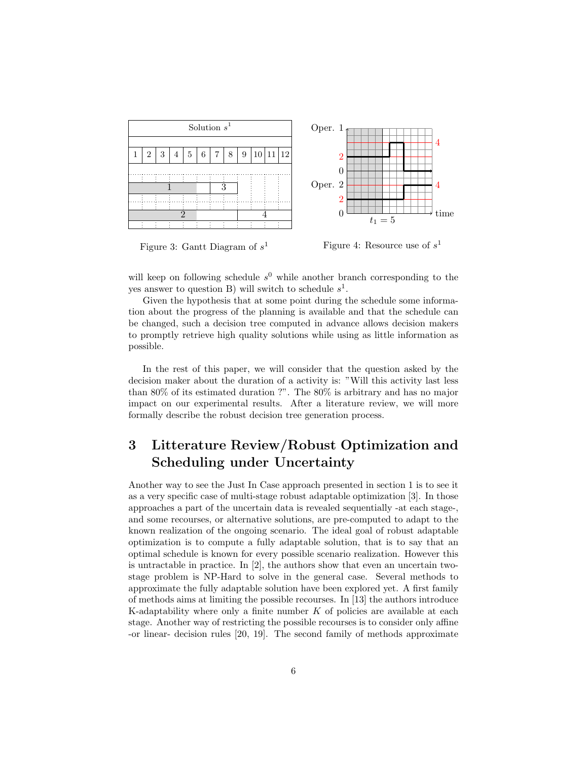Figure 3: Gantt Diagram of $s^1$

Figure 4: Resource use of $s^1$

will keep on following schedule $s^0$ while another branch corresponding to the yes answer to question B) will switch to schedule $s^1$.

Given the hypothesis that at some point during the schedule some information about the progress of the planning is available and that the schedule can be changed, such a decision tree computed in advance allows decision makers to promptly retrieve high quality solutions while using as little information as possible.

In the rest of this paper, we will consider that the question asked by the decision maker about the duration of a activity is: "Will this activity last less than 80% of its estimated duration ?". The 80% is arbitrary and has no major impact on our experimental results. After a literature review, we will more formally describe the robust decision tree generation process.

# 3 Litterature Review/Robust Optimization and Scheduling under Uncertainty

Another way to see the Just In Case approach presented in section 1 is to see it as a very specific case of multi-stage robust adaptable optimization [3]. In those approaches a part of the uncertain data is revealed sequentially -at each stage-, and some recourses, or alternative solutions, are pre-computed to adapt to the known realization of the ongoing scenario. The ideal goal of robust adaptable optimization is to compute a fully adaptable solution, that is to say that an optimal schedule is known for every possible scenario realization. However this is untractable in practice. In [2], the authors show that even an uncertain two-stage problem is NP-Hard to solve in the general case. Several methods to approximate the fully adaptable solution have been explored yet. A first family of methods aims at limiting the possible recourses. In [13] the authors introduce K-adaptability where only a finite number $K$ of policies are available at each stage. Another way of restricting the possible recourses is to consider only affine -or linear- decision rules [20, 19]. The second family of methods approximate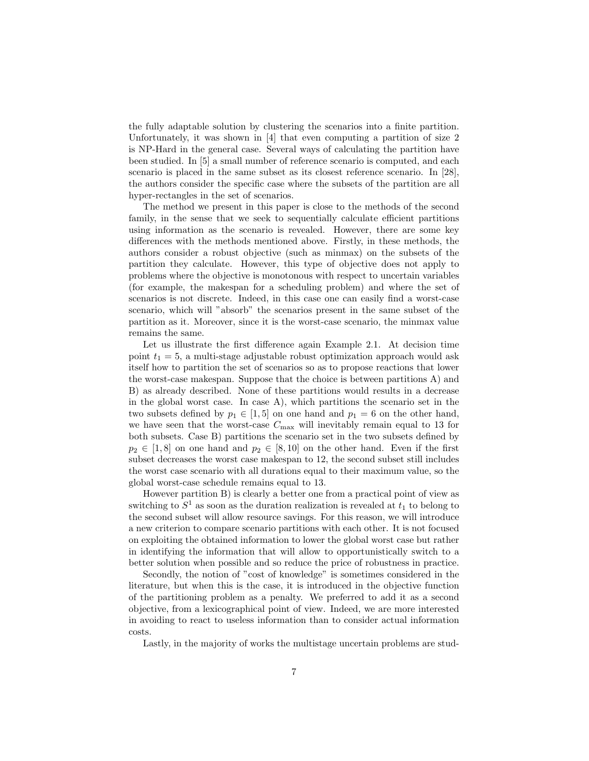the fully adaptable solution by clustering the scenarios into a finite partition. Unfortunately, it was shown in [4] that even computing a partition of size 2 is NP-Hard in the general case. Several ways of calculating the partition have been studied. In [5] a small number of reference scenario is computed, and each scenario is placed in the same subset as its closest reference scenario. In [28], the authors consider the specific case where the subsets of the partition are all hyper-rectangles in the set of scenarios.

The method we present in this paper is close to the methods of the second family, in the sense that we seek to sequentially calculate efficient partitions using information as the scenario is revealed. However, there are some key differences with the methods mentioned above. Firstly, in these methods, the authors consider a robust objective (such as minmax) on the subsets of the partition they calculate. However, this type of objective does not apply to problems where the objective is monotonous with respect to uncertain variables (for example, the makespan for a scheduling problem) and where the set of scenarios is not discrete. Indeed, in this case one can easily find a worst-case scenario, which will "absorb" the scenarios present in the same subset of the partition as it. Moreover, since it is the worst-case scenario, the minmax value remains the same.

Let us illustrate the first difference again Example 2.1. At decision time point $t_1 = 5$, a multi-stage adjustable robust optimization approach would ask itself how to partition the set of scenarios so as to propose reactions that lower the worst-case makespan. Suppose that the choice is between partitions A) and B) as already described. None of these partitions would results in a decrease in the global worst case. In case A), which partitions the scenario set in the two subsets defined by $p_1 \in [1, 5]$ on one hand and $p_1 = 6$ on the other hand, we have seen that the worst-case $C_{\max}$ will inevitably remain equal to 13 for both subsets. Case B) partitions the scenario set in the two subsets defined by $p_2 \in [1, 8]$ on one hand and $p_2 \in [8, 10]$ on the other hand. Even if the first subset decreases the worst case makespan to 12, the second subset still includes the worst case scenario with all durations equal to their maximum value, so the global worst-case schedule remains equal to 13.

However partition B) is clearly a better one from a practical point of view as switching to $S^1$ as soon as the duration realization is revealed at $t_1$ to belong to the second subset will allow resource savings. For this reason, we will introduce a new criterion to compare scenario partitions with each other. It is not focused on exploiting the obtained information to lower the global worst case but rather in identifying the information that will allow to opportunistically switch to a better solution when possible and so reduce the price of robustness in practice.

Secondly, the notion of "cost of knowledge" is sometimes considered in the literature, but when this is the case, it is introduced in the objective function of the partitioning problem as a penalty. We preferred to add it as a second objective, from a lexicographical point of view. Indeed, we are more interested in avoiding to react to useless information than to consider actual information costs.

Lastly, in the majority of works the multistage uncertain problems are stud-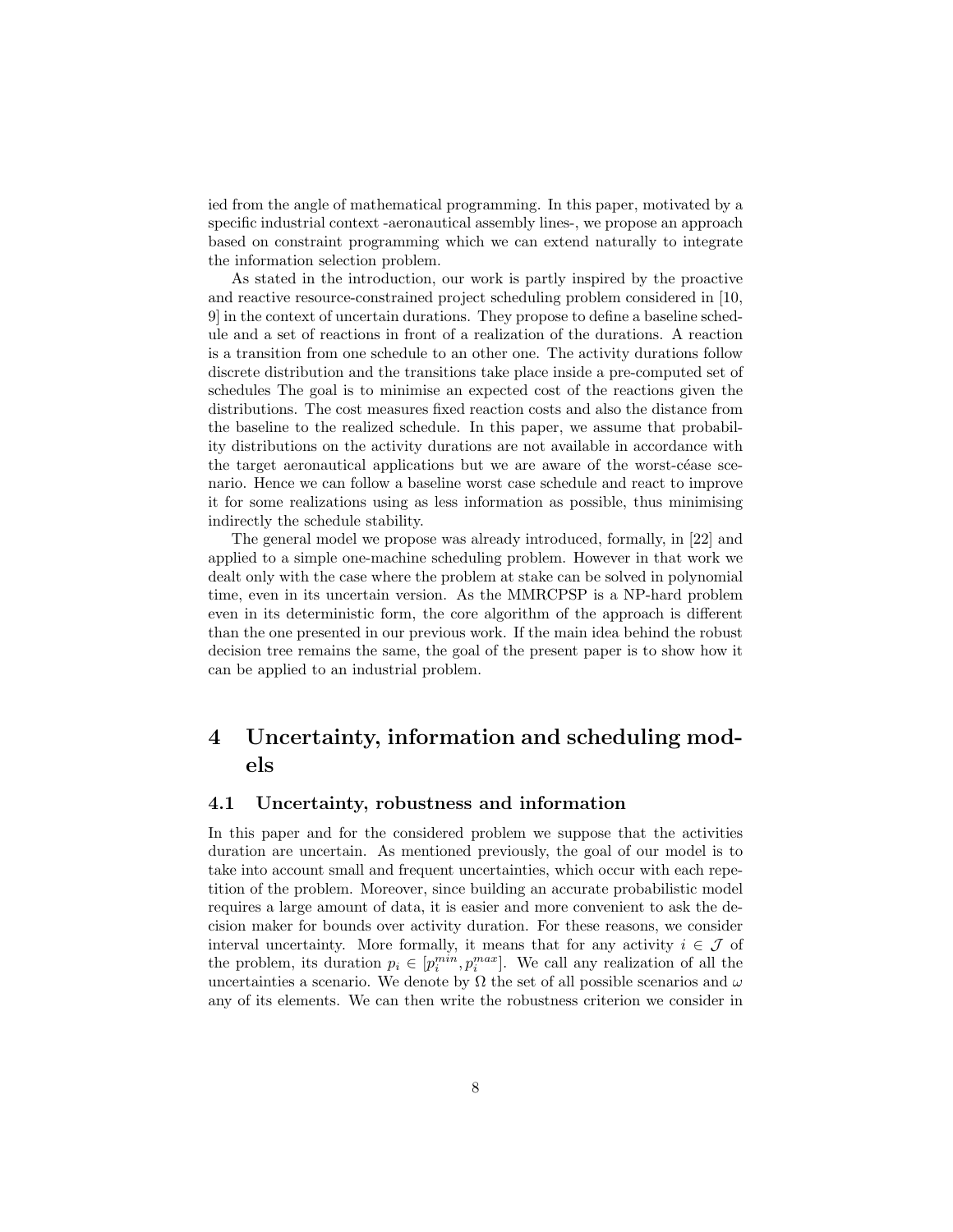ied from the angle of mathematical programming. In this paper, motivated by a specific industrial context -aeronautical assembly lines-, we propose an approach based on constraint programming which we can extend naturally to integrate the information selection problem.

As stated in the introduction, our work is partly inspired by the proactive and reactive resource-constrained project scheduling problem considered in [10, 9] in the context of uncertain durations. They propose to define a baseline schedule and a set of reactions in front of a realization of the durations. A reaction is a transition from one schedule to an other one. The activity durations follow discrete distribution and the transitions take place inside a pre-computed set of schedules The goal is to minimise an expected cost of the reactions given the distributions. The cost measures fixed reaction costs and also the distance from the baseline to the realized schedule. In this paper, we assume that probability distributions on the activity durations are not available in accordance with the target aeronautical applications but we are aware of the worst-céase scenario. Hence we can follow a baseline worst case schedule and react to improve it for some realizations using as less information as possible, thus minimising indirectly the schedule stability.

The general model we propose was already introduced, formally, in [22] and applied to a simple one-machine scheduling problem. However in that work we dealt only with the case where the problem at stake can be solved in polynomial time, even in its uncertain version. As the MMRCPSP is a NP-hard problem even in its deterministic form, the core algorithm of the approach is different than the one presented in our previous work. If the main idea behind the robust decision tree remains the same, the goal of the present paper is to show how it can be applied to an industrial problem.

# 4 Uncertainty, information and scheduling models

## 4.1 Uncertainty, robustness and information

In this paper and for the considered problem we suppose that the activities duration are uncertain. As mentioned previously, the goal of our model is to take into account small and frequent uncertainties, which occur with each repetition of the problem. Moreover, since building an accurate probabilistic model requires a large amount of data, it is easier and more convenient to ask the decision maker for bounds over activity duration. For these reasons, we consider interval uncertainty. More formally, it means that for any activity $i \in \mathcal{J}$ of the problem, its duration $p_i \in [p_i^{min}, p_i^{max}]$. We call any realization of all the uncertainties a scenario. We denote by $\Omega$ the set of all possible scenarios and $\omega$ any of its elements. We can then write the robustness criterion we consider in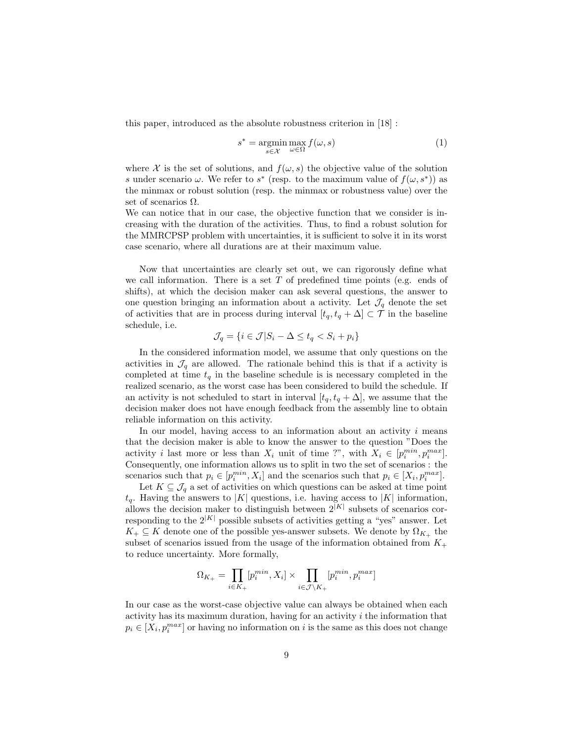this paper, introduced as the absolute robustness criterion in [18] :

$$s^* = \underset{s \in \mathcal{X}}{\operatorname{argmin}} \max_{\omega \in \Omega} f(\omega, s) \tag{1}$$

where $\mathcal{X}$ is the set of solutions, and $f(\omega, s)$ the objective value of the solution $s$ under scenario $\omega$. We refer to $s^*$ (resp. to the maximum value of $f(\omega, s^*)$) as the minmax or robust solution (resp. the minmax or robustness value) over the set of scenarios $\Omega$.
We can notice that in our case, the objective function that we consider is increasing with the duration of the activities. Thus, to find a robust solution for the MMRCPSP problem with uncertainties, it is sufficient to solve it in its worst case scenario, where all durations are at their maximum value.

Now that uncertainties are clearly set out, we can rigorously define what we call information. There is a set $T$ of predefined time points (e.g. ends of shifts), at which the decision maker can ask several questions, the answer to one question bringing an information about a activity. Let $\mathcal{J}_q$ denote the set of activities that are in process during interval $[t_q, t_q + \Delta] \subset \mathcal{T}$ in the baseline schedule, i.e.

$$\mathcal{J}_q = \{i \in \mathcal{J} | S_i - \Delta \leq t_q < S_i + p_i\}$$

In the considered information model, we assume that only questions on the activities in $\mathcal{J}_q$ are allowed. The rationale behind this is that if a activity is completed at time $t_q$ in the baseline schedule is is necessary completed in the realized scenario, as the worst case has been considered to build the schedule. If an activity is not scheduled to start in interval $[t_q, t_q + \Delta]$, we assume that the decision maker does not have enough feedback from the assembly line to obtain reliable information on this activity.

In our model, having access to an information about an activity $i$ means that the decision maker is able to know the answer to the question "Does the activity $i$ last more or less than $X_i$ unit of time ?", with $X_i \in [p_i^{min}, p_i^{max}]$. Consequently, one information allows us to split in two the set of scenarios : the scenarios such that $p_i \in [p_i^{min}, X_i]$ and the scenarios such that $p_i \in [X_i, p_i^{max}]$.

Let $K \subseteq \mathcal{J}_q$ a set of activities on which questions can be asked at time point $t_q$. Having the answers to $|K|$ questions, i.e. having access to $|K|$ information, allows the decision maker to distinguish between $2^{|K|}$ subsets of scenarios corresponding to the $2^{|K|}$ possible subsets of activities getting a "yes" answer. Let $K_+ \subseteq K$ denote one of the possible yes-answer subsets. We denote by $\Omega_{K_+}$ the subset of scenarios issued from the usage of the information obtained from $K_+$ to reduce uncertainty. More formally,

$$\Omega_{K_+} = \prod_{i \in K_+} [p_i^{min}, X_i] \times \prod_{i \in \mathcal{J} \setminus K_+} [p_i^{min}, p_i^{max}]$$

In our case as the worst-case objective value can always be obtained when each activity has its maximum duration, having for an activity $i$ the information that $p_i \in [X_i, p_i^{max}]$ or having no information on $i$ is the same as this does not change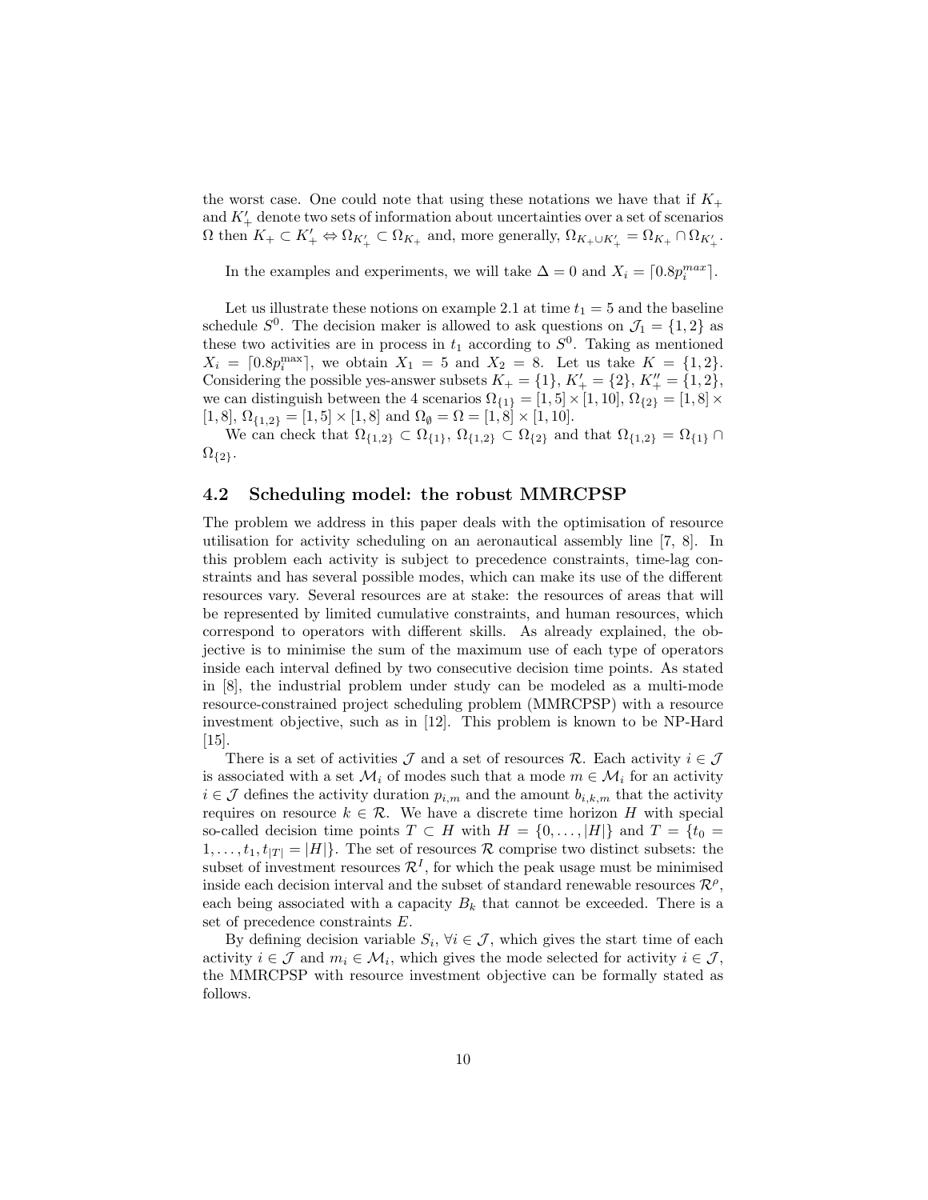the worst case. One could note that using these notations we have that if $K_+$ and $K'_+$ denote two sets of information about uncertainties over a set of scenarios $\Omega$ then $K_+ \subset K'_+ \Leftrightarrow \Omega_{K'_+} \subset \Omega_{K_+}$ and, more generally, $\Omega_{K_+ \cup K'_+} = \Omega_{K_+} \cap \Omega_{K'_+}$.

In the examples and experiments, we will take $\Delta = 0$ and $X_i = \lceil 0.8 p_i^{max} \rceil$.

Let us illustrate these notions on example 2.1 at time $t_1 = 5$ and the baseline schedule $S^0$. The decision maker is allowed to ask questions on $\mathcal{J}_1 = \{1, 2\}$ as these two activities are in process in $t_1$ according to $S^0$. Taking as mentioned $X_i = \lceil 0.8 p_i^{\max} \rceil$, we obtain $X_1 = 5$ and $X_2 = 8$. Let us take $K = \{1, 2\}$. Considering the possible yes-answer subsets $K_+ = \{1\}$, $K'_+ = \{2\}$, $K''_+ = \{1, 2\}$, we can distinguish between the 4 scenarios $\Omega_{\{1\}} = [1, 5] \times [1, 10]$, $\Omega_{\{2\}} = [1, 8] \times [1, 8]$, $\Omega_{\{1,2\}} = [1, 5] \times [1, 8]$ and $\Omega_{\emptyset} = \Omega = [1, 8] \times [1, 10]$.

We can check that $\Omega_{\{1,2\}} \subset \Omega_{\{1\}}$, $\Omega_{\{1,2\}} \subset \Omega_{\{2\}}$ and that $\Omega_{\{1,2\}} = \Omega_{\{1\}} \cap \Omega_{\{2\}}$.

## 4.2 Scheduling model: the robust MMRCPSP

The problem we address in this paper deals with the optimisation of resource utilisation for activity scheduling on an aeronautical assembly line [7, 8]. In this problem each activity is subject to precedence constraints, time-lag constraints and has several possible modes, which can make its use of the different resources vary. Several resources are at stake: the resources of areas that will be represented by limited cumulative constraints, and human resources, which correspond to operators with different skills. As already explained, the objective is to minimise the sum of the maximum use of each type of operators inside each interval defined by two consecutive decision time points. As stated in [8], the industrial problem under study can be modeled as a multi-mode resource-constrained project scheduling problem (MMRCPSP) with a resource investment objective, such as in [12]. This problem is known to be NP-Hard [15].

There is a set of activities $\mathcal{J}$ and a set of resources $\mathcal{R}$. Each activity $i \in \mathcal{J}$ is associated with a set $\mathcal{M}_i$ of modes such that a mode $m \in \mathcal{M}_i$ for an activity $i \in \mathcal{J}$ defines the activity duration $p_{i,m}$ and the amount $b_{i,k,m}$ that the activity requires on resource $k \in \mathcal{R}$. We have a discrete time horizon $H$ with special so-called decision time points $T \subset H$ with $H = \{0, \ldots, |H|\}$ and $T = \{t_0 = 1, \ldots, t_1, t_{|T|} = |H|\}$. The set of resources $\mathcal{R}$ comprise two distinct subsets: the subset of investment resources $\mathcal{R}^I$, for which the peak usage must be minimised inside each decision interval and the subset of standard renewable resources $\mathcal{R}^\rho$, each being associated with a capacity $B_k$ that cannot be exceeded. There is a set of precedence constraints $E$.

By defining decision variable $S_i$, $\forall i \in \mathcal{J}$, which gives the start time of each activity $i \in \mathcal{J}$ and $m_i \in \mathcal{M}_i$, which gives the mode selected for activity $i \in \mathcal{J}$, the MMRCPSP with resource investment objective can be formally stated as follows.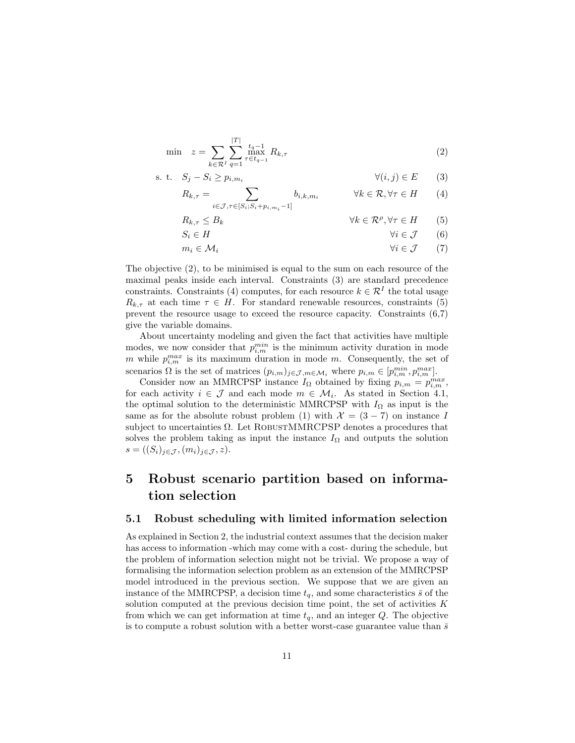$$\min \quad z = \sum_{k \in \mathcal{R}^I} \sum_{q=1}^{|T|} \max_{\tau \in t_{q-1}}^{t_q - 1} R_{k,\tau} \tag{2}$$

$$\text{s. t.} \quad S_j - S_i \geq p_{i,m_i} \qquad \forall (i,j) \in E \tag{3}$$

$$R_{k,\tau} = \sum_{i \in \mathcal{J}, \tau \in [S_i; S_i + p_{i,m_i} - 1]} b_{i,k,m_i} \qquad \forall k \in \mathcal{R}, \forall \tau \in H \tag{4}$$

$$R_{k,\tau} \leq B_k \qquad \forall k \in \mathcal{R}^\rho, \forall \tau \in H \tag{5}$$

$$S_i \in H \qquad \forall i \in \mathcal{J} \tag{6}$$

$$m_i \in \mathcal{M}_i \qquad \forall i \in \mathcal{J} \tag{7}$$

The objective (2), to be minimised is equal to the sum on each resource of the maximal peaks inside each interval. Constraints (3) are standard precedence constraints. Constraints (4) computes, for each resource $k \in \mathcal{R}^I$ the total usage $R_{k,\tau}$ at each time $\tau \in H$. For standard renewable resources, constraints (5) prevent the resource usage to exceed the resource capacity. Constraints (6,7) give the variable domains.

About uncertainty modeling and given the fact that activities have multiple modes, we now consider that $p_{i,m}^{min}$ is the minimum activity duration in mode $m$ while $p_{i,m}^{max}$ is its maximum duration in mode $m$. Consequently, the set of scenarios $\Omega$ is the set of matrices $(p_{i,m})_{j \in \mathcal{J}, m \in \mathcal{M}_i}$ where $p_{i,m} \in [p_{i,m}^{min}, p_{i,m}^{max}]$.

Consider now an MMRCPSP instance $I_\Omega$ obtained by fixing $p_{i,m} = p_{i,m}^{max}$, for each activity $i \in \mathcal{J}$ and each mode $m \in \mathcal{M}_i$. As stated in Section 4.1, the optimal solution to the deterministic MMRCPSP with $I_\Omega$ as input is the same as for the absolute robust problem (1) with $\mathcal{X} = (3-7)$ on instance $I$ subject to uncertainties $\Omega$. Let RobustMMRCPSP denotes a procedures that solves the problem taking as input the instance $I_\Omega$ and outputs the solution $s = ((S_i)_{j \in \mathcal{J}}, (m_i)_{j \in \mathcal{J}}, z)$.

# 5 Robust scenario partition based on information selection

## 5.1 Robust scheduling with limited information selection

As explained in Section 2, the industrial context assumes that the decision maker has access to information -which may come with a cost- during the schedule, but the problem of information selection might not be trivial. We propose a way of formalising the information selection problem as an extension of the MMRCPSP model introduced in the previous section. We suppose that we are given an instance of the MMRCPSP, a decision time $t_q$, and some characteristics $\bar{s}$ of the solution computed at the previous decision time point, the set of activities $K$ from which we can get information at time $t_q$, and an integer $Q$. The objective is to compute a robust solution with a better worst-case guarantee value than $\bar{s}$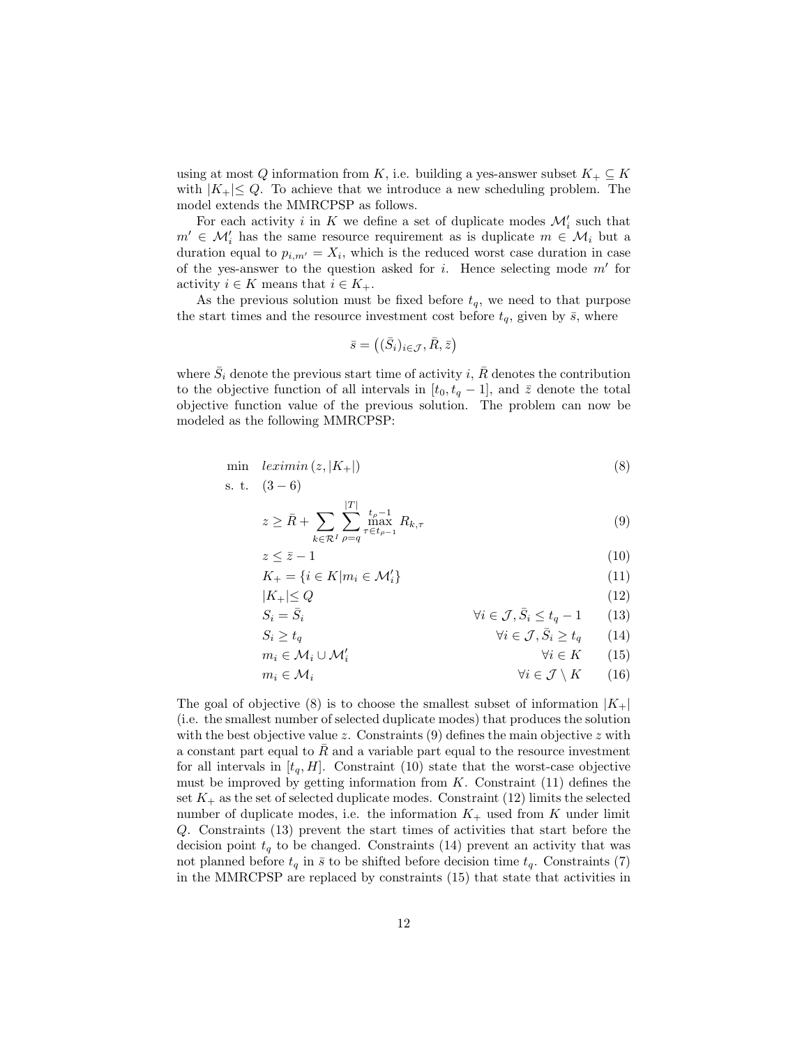using at most $Q$ information from $K$, i.e. building a yes-answer subset $K_+ \subseteq K$ with $|K_+| \leq Q$. To achieve that we introduce a new scheduling problem. The model extends the MMRCPSP as follows.

For each activity $i$ in $K$ we define a set of duplicate modes $\mathcal{M}'_i$ such that $m' \in \mathcal{M}'_i$ has the same resource requirement as is duplicate $m \in \mathcal{M}_i$ but a duration equal to $p_{i,m'} = X_i$, which is the reduced worst case duration in case of the yes-answer to the question asked for $i$. Hence selecting mode $m'$ for activity $i \in K$ means that $i \in K_+$.

As the previous solution must be fixed before $t_q$, we need to that purpose the start times and the resource investment cost before $t_q$, given by $\bar{s}$, where

$$\bar{s} = \left((\bar{S}_i)_{i \in \mathcal{J}}, \bar{R}, \bar{z}\right)$$

where $\bar{S}_i$ denote the previous start time of activity $i$, $\bar{R}$ denotes the contribution to the objective function of all intervals in $[t_0, t_q - 1]$, and $\bar{z}$ denote the total objective function value of the previous solution. The problem can now be modeled as the following MMRCPSP:

$$\begin{aligned}
\min \quad & leximin\,(z, |K_+|) && (8)\\
\text{s. t.} \quad & (3-6) \\
& z \geq \bar{R} + \sum_{k \in \mathcal{R}^I} \sum_{\rho=q}^{|T|} \max_{\tau \in t_{\rho-1}}^{t_\rho - 1} R_{k,\tau} && (9)\\
& z \leq \bar{z} - 1 && (10)\\
& K_+ = \{i \in K | m_i \in \mathcal{M}'_i\} && (11)\\
& |K_+| \leq Q && (12)\\
& S_i = \bar{S}_i \qquad \forall i \in \mathcal{J}, \bar{S}_i \leq t_q - 1 && (13)\\
& S_i \geq t_q \qquad \forall i \in \mathcal{J}, \bar{S}_i \geq t_q && (14)\\
& m_i \in \mathcal{M}_i \cup \mathcal{M}'_i \qquad \forall i \in K && (15)\\
& m_i \in \mathcal{M}_i \qquad \forall i \in \mathcal{J} \setminus K && (16)
\end{aligned}$$

The goal of objective (8) is to choose the smallest subset of information $|K_+|$ (i.e. the smallest number of selected duplicate modes) that produces the solution with the best objective value $z$. Constraints (9) defines the main objective $z$ with a constant part equal to $\bar{R}$ and a variable part equal to the resource investment for all intervals in $[t_q, H]$. Constraint (10) state that the worst-case objective must be improved by getting information from $K$. Constraint (11) defines the set $K_+$ as the set of selected duplicate modes. Constraint (12) limits the selected number of duplicate modes, i.e. the information $K_+$ used from $K$ under limit $Q$. Constraints (13) prevent the start times of activities that start before the decision point $t_q$ to be changed. Constraints (14) prevent an activity that was not planned before $t_q$ in $\bar{s}$ to be shifted before decision time $t_q$. Constraints (7) in the MMRCPSP are replaced by constraints (15) that state that activities in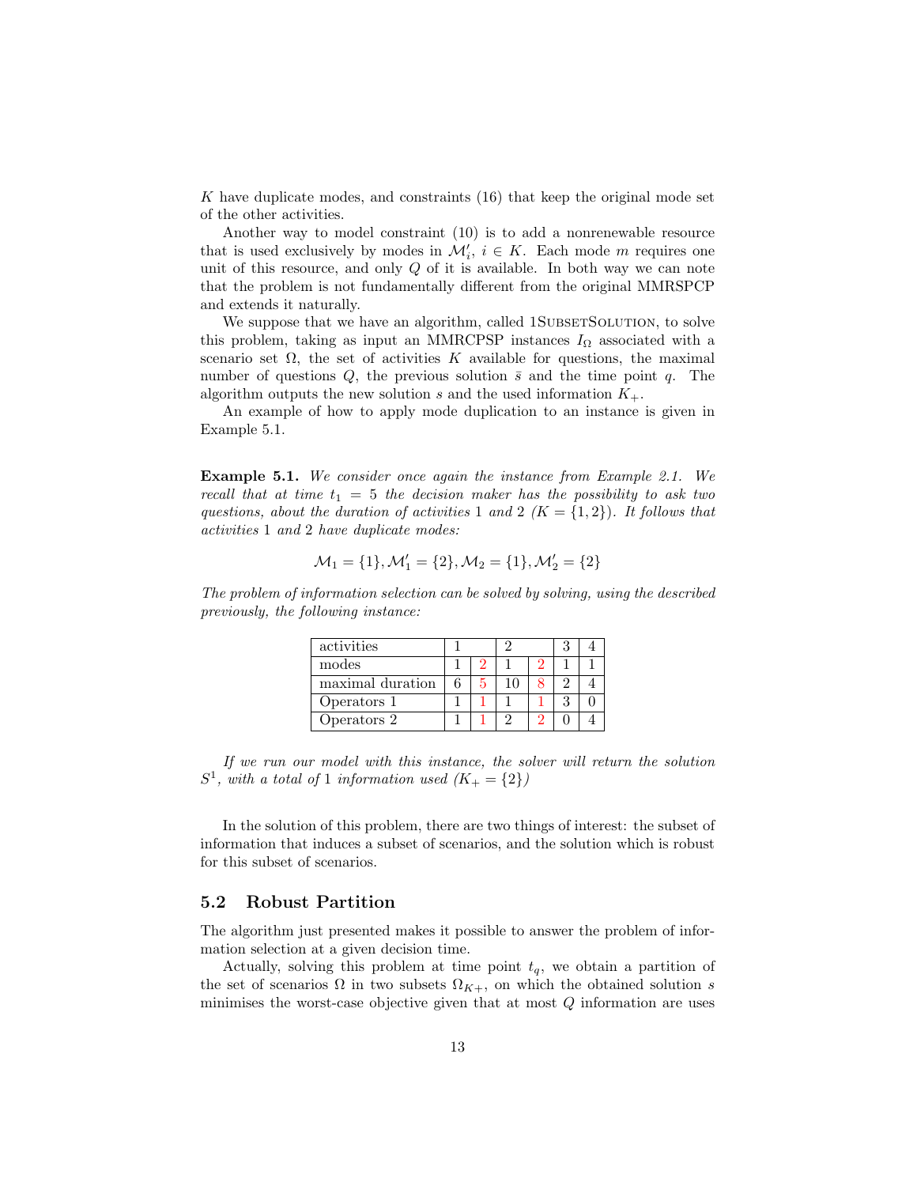$K$ have duplicate modes, and constraints (16) that keep the original mode set of the other activities.

Another way to model constraint (10) is to add a nonrenewable resource that is used exclusively by modes in $\mathcal{M}'_i$, $i \in K$. Each mode $m$ requires one unit of this resource, and only $Q$ of it is available. In both way we can note that the problem is not fundamentally different from the original MMRSPCP and extends it naturally.

We suppose that we have an algorithm, called 1SubsetSolution, to solve this problem, taking as input an MMRCPSP instances $I_\Omega$ associated with a scenario set $\Omega$, the set of activities $K$ available for questions, the maximal number of questions $Q$, the previous solution $\bar{s}$ and the time point $q$. The algorithm outputs the new solution $s$ and the used information $K_+$.

An example of how to apply mode duplication to an instance is given in Example 5.1.

**Example 5.1.** *We consider once again the instance from Example 2.1. We recall that at time $t_1 = 5$ the decision maker has the possibility to ask two questions, about the duration of activities 1 and 2 ($K = \{1, 2\}$). It follows that activities 1 and 2 have duplicate modes:*

$$\mathcal{M}_1 = \{1\}, \mathcal{M}'_1 = \{2\}, \mathcal{M}_2 = \{1\}, \mathcal{M}'_2 = \{2\}$$

*The problem of information selection can be solved by solving, using the described previously, the following instance:*

| activities | 1 | | 2 | | 3 | 4 |
|---|---|---|---|---|---|---|
| modes | 1 | 2 | 1 | 2 | 1 | 1 |
| maximal duration | 6 | 5 | 10 | 8 | 2 | 4 |
| Operators 1 | 1 | 1 | 1 | 1 | 3 | 0 |
| Operators 2 | 1 | 1 | 2 | 2 | 0 | 4 |

*If we run our model with this instance, the solver will return the solution $S^1$, with a total of 1 information used ($K_+ = \{2\}$)*

In the solution of this problem, there are two things of interest: the subset of information that induces a subset of scenarios, and the solution which is robust for this subset of scenarios.

## 5.2 Robust Partition

The algorithm just presented makes it possible to answer the problem of information selection at a given decision time.

Actually, solving this problem at time point $t_q$, we obtain a partition of the set of scenarios $\Omega$ in two subsets $\Omega_{K+}$, on which the obtained solution $s$ minimises the worst-case objective given that at most $Q$ information are uses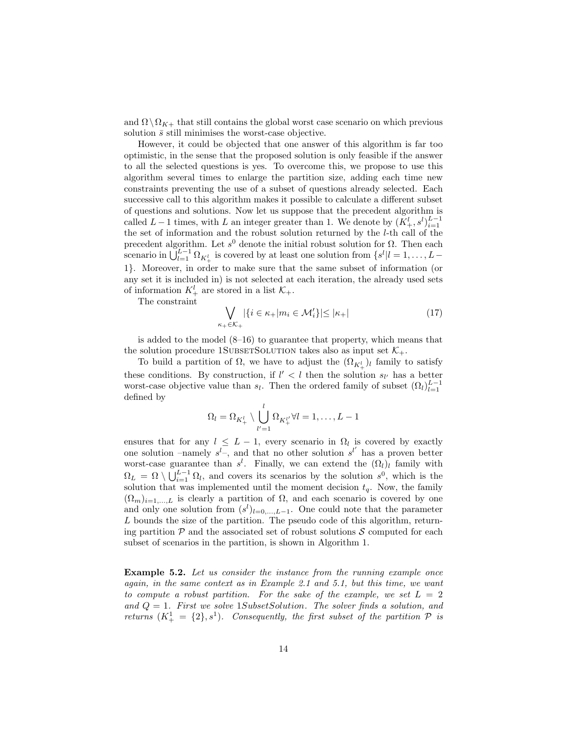and $\Omega \setminus \Omega_{K+}$ that still contains the global worst case scenario on which previous solution $\bar{s}$ still minimises the worst-case objective.

However, it could be objected that one answer of this algorithm is far too optimistic, in the sense that the proposed solution is only feasible if the answer to all the selected questions is yes. To overcome this, we propose to use this algorithm several times to enlarge the partition size, adding each time new constraints preventing the use of a subset of questions already selected. Each successive call to this algorithm makes it possible to calculate a different subset of questions and solutions. Now let us suppose that the precedent algorithm is called $L-1$ times, with $L$ an integer greater than 1. We denote by $(K_+^l, s^l)_{i=1}^{L-1}$ the set of information and the robust solution returned by the $l$-th call of the precedent algorithm. Let $s^0$ denote the initial robust solution for $\Omega$. Then each scenario in $\bigcup_{l=1}^{L-1} \Omega_{K_+^l}$ is covered by at least one solution from $\{s^l | l = 1, \ldots, L-1\}$. Moreover, in order to make sure that the same subset of information (or any set it is included in) is not selected at each iteration, the already used sets of information $K_+^l$ are stored in a list $\mathcal{K}_+$.

The constraint

$$\bigvee_{\kappa_+ \in \mathcal{K}_+} |\{i \in \kappa_+ | m_i \in \mathcal{M}_i'\}| \leq |\kappa_+| \tag{17}$$

is added to the model (8–16) to guarantee that property, which means that the solution procedure 1SubsetSolution takes also as input set $\mathcal{K}_+$.

To build a partition of $\Omega$, we have to adjust the $(\Omega_{K_+^l})_l$ family to satisfy these conditions. By construction, if $l' < l$ then the solution $s_{l'}$ has a better worst-case objective value than $s_l$. Then the ordered family of subset $(\Omega_l)_{l=1}^{L-1}$ defined by

$$\Omega_l = \Omega_{K_+^l} \setminus \bigcup_{l'=1}^{l} \Omega_{K_+^{l'}} \forall l = 1, \ldots, L-1$$

ensures that for any $l \leq L-1$, every scenario in $\Omega_l$ is covered by exactly one solution –namely $s^l$–, and that no other solution $s^{l'}$ has a proven better worst-case guarantee than $s^l$. Finally, we can extend the $(\Omega_l)_l$ family with $\Omega_L = \Omega \setminus \bigcup_{i=1}^{L-1} \Omega_l$, and covers its scenarios by the solution $s^0$, which is the solution that was implemented until the moment decision $t_q$. Now, the family $(\Omega_m)_{i=1,\ldots,L}$ is clearly a partition of $\Omega$, and each scenario is covered by one and only one solution from $(s^l)_{l=0,\ldots,L-1}$. One could note that the parameter $L$ bounds the size of the partition. The pseudo code of this algorithm, returning partition $\mathcal{P}$ and the associated set of robust solutions $\mathcal{S}$ computed for each subset of scenarios in the partition, is shown in Algorithm 1.

**Example 5.2.** *Let us consider the instance from the running example once again, in the same context as in Example 2.1 and 5.1, but this time, we want to compute a robust partition. For the sake of the example, we set $L = 2$ and $Q = 1$. First we solve 1SubsetSolution. The solver finds a solution, and returns $(K_+^1 = \{2\}, s^1)$. Consequently, the first subset of the partition $\mathcal{P}$ is*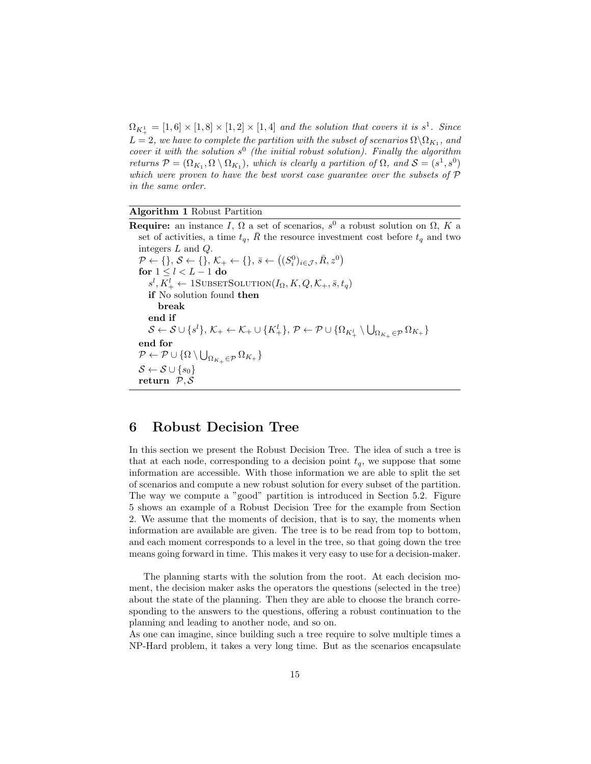*$\Omega_{K_+^1} = [1,6] \times [1,8] \times [1,2] \times [1,4]$ and the solution that covers it is $s^1$. Since $L = 2$, we have to complete the partition with the subset of scenarios $\Omega \backslash \Omega_{K_1}$, and cover it with the solution $s^0$ (the initial robust solution). Finally the algorithm returns $\mathcal{P} = (\Omega_{K_1}, \Omega \setminus \Omega_{K_1})$, which is clearly a partition of $\Omega$, and $\mathcal{S} = (s^1, s^0)$ which were proven to have the best worst case guarantee over the subsets of $\mathcal{P}$ in the same order.*

**Algorithm 1** Robust Partition

**Require:** an instance $I$, $\Omega$ a set of scenarios, $s^0$ a robust solution on $\Omega$, $K$ a set of activities, a time $t_q$, $\bar{R}$ the resource investment cost before $t_q$ and two integers $L$ and $Q$.

$\mathcal{P} \leftarrow \{\}$, $\mathcal{S} \leftarrow \{\}$, $\mathcal{K}_+ \leftarrow \{\}$, $\bar{s} \leftarrow \left((S_i^0)_{i \in \mathcal{J}}, \bar{R}, z^0\right)$
**for** $1 \leq l < L - 1$ **do**
  $s^l, K_+^l \leftarrow$ 1SubsetSolution$(I_\Omega, K, Q, \mathcal{K}_+, \bar{s}, t_q)$
  **if** No solution found **then**
    **break**
  **end if**
  $\mathcal{S} \leftarrow \mathcal{S} \cup \{s^l\}$, $\mathcal{K}_+ \leftarrow \mathcal{K}_+ \cup \{K_+^l\}$, $\mathcal{P} \leftarrow \mathcal{P} \cup \{\Omega_{K_+^l} \setminus \bigcup_{\Omega_{K_+} \in \mathcal{P}} \Omega_{K_+}\}$
**end for**
$\mathcal{P} \leftarrow \mathcal{P} \cup \{\Omega \setminus \bigcup_{\Omega_{K_+} \in \mathcal{P}} \Omega_{K_+}\}$
$\mathcal{S} \leftarrow \mathcal{S} \cup \{s_0\}$
**return** $\mathcal{P}, \mathcal{S}$

# 6 Robust Decision Tree

In this section we present the Robust Decision Tree. The idea of such a tree is that at each node, corresponding to a decision point $t_q$, we suppose that some information are accessible. With those information we are able to split the set of scenarios and compute a new robust solution for every subset of the partition. The way we compute a "good" partition is introduced in Section 5.2. Figure 5 shows an example of a Robust Decision Tree for the example from Section 2. We assume that the moments of decision, that is to say, the moments when information are available are given. The tree is to be read from top to bottom, and each moment corresponds to a level in the tree, so that going down the tree means going forward in time. This makes it very easy to use for a decision-maker.

The planning starts with the solution from the root. At each decision moment, the decision maker asks the operators the questions (selected in the tree) about the state of the planning. Then they are able to choose the branch corresponding to the answers to the questions, offering a robust continuation to the planning and leading to another node, and so on.
As one can imagine, since building such a tree require to solve multiple times a NP-Hard problem, it takes a very long time. But as the scenarios encapsulate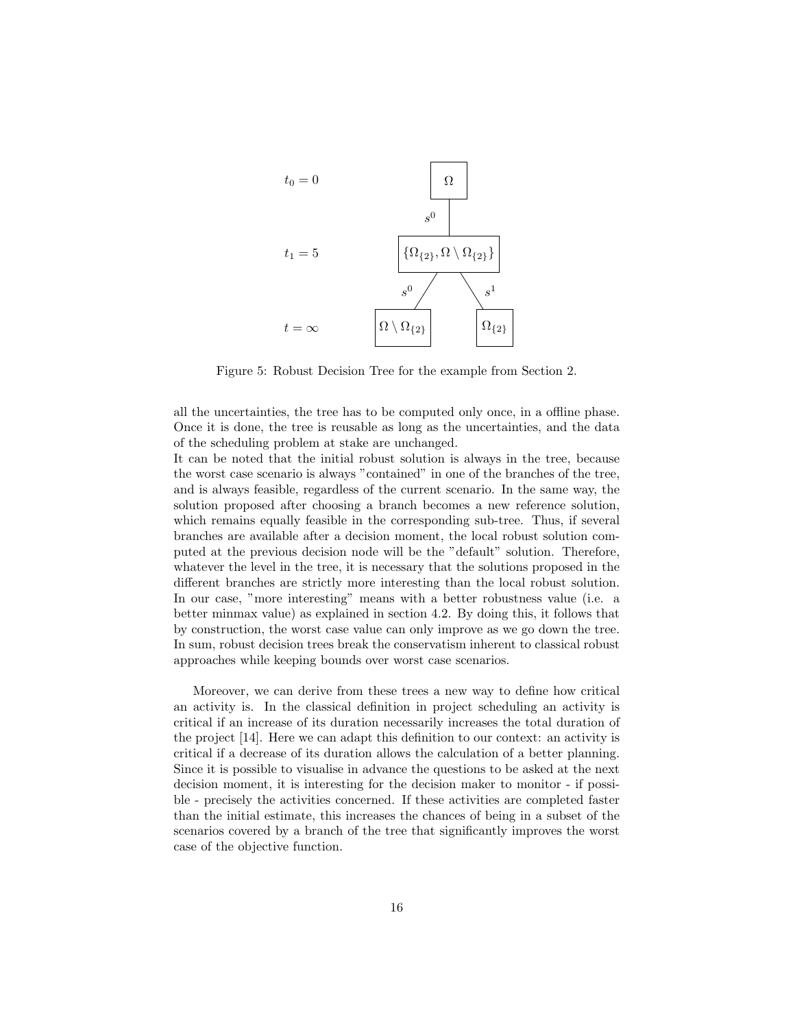Figure 5: Robust Decision Tree for the example from Section 2.

all the uncertainties, the tree has to be computed only once, in a offline phase. Once it is done, the tree is reusable as long as the uncertainties, and the data of the scheduling problem at stake are unchanged.
It can be noted that the initial robust solution is always in the tree, because the worst case scenario is always "contained" in one of the branches of the tree, and is always feasible, regardless of the current scenario. In the same way, the solution proposed after choosing a branch becomes a new reference solution, which remains equally feasible in the corresponding sub-tree. Thus, if several branches are available after a decision moment, the local robust solution computed at the previous decision node will be the "default" solution. Therefore, whatever the level in the tree, it is necessary that the solutions proposed in the different branches are strictly more interesting than the local robust solution. In our case, "more interesting" means with a better robustness value (i.e. a better minmax value) as explained in section 4.2. By doing this, it follows that by construction, the worst case value can only improve as we go down the tree. In sum, robust decision trees break the conservatism inherent to classical robust approaches while keeping bounds over worst case scenarios.

Moreover, we can derive from these trees a new way to define how critical an activity is. In the classical definition in project scheduling an activity is critical if an increase of its duration necessarily increases the total duration of the project [14]. Here we can adapt this definition to our context: an activity is critical if a decrease of its duration allows the calculation of a better planning. Since it is possible to visualise in advance the questions to be asked at the next decision moment, it is interesting for the decision maker to monitor - if possible - precisely the activities concerned. If these activities are completed faster than the initial estimate, this increases the chances of being in a subset of the scenarios covered by a branch of the tree that significantly improves the worst case of the objective function.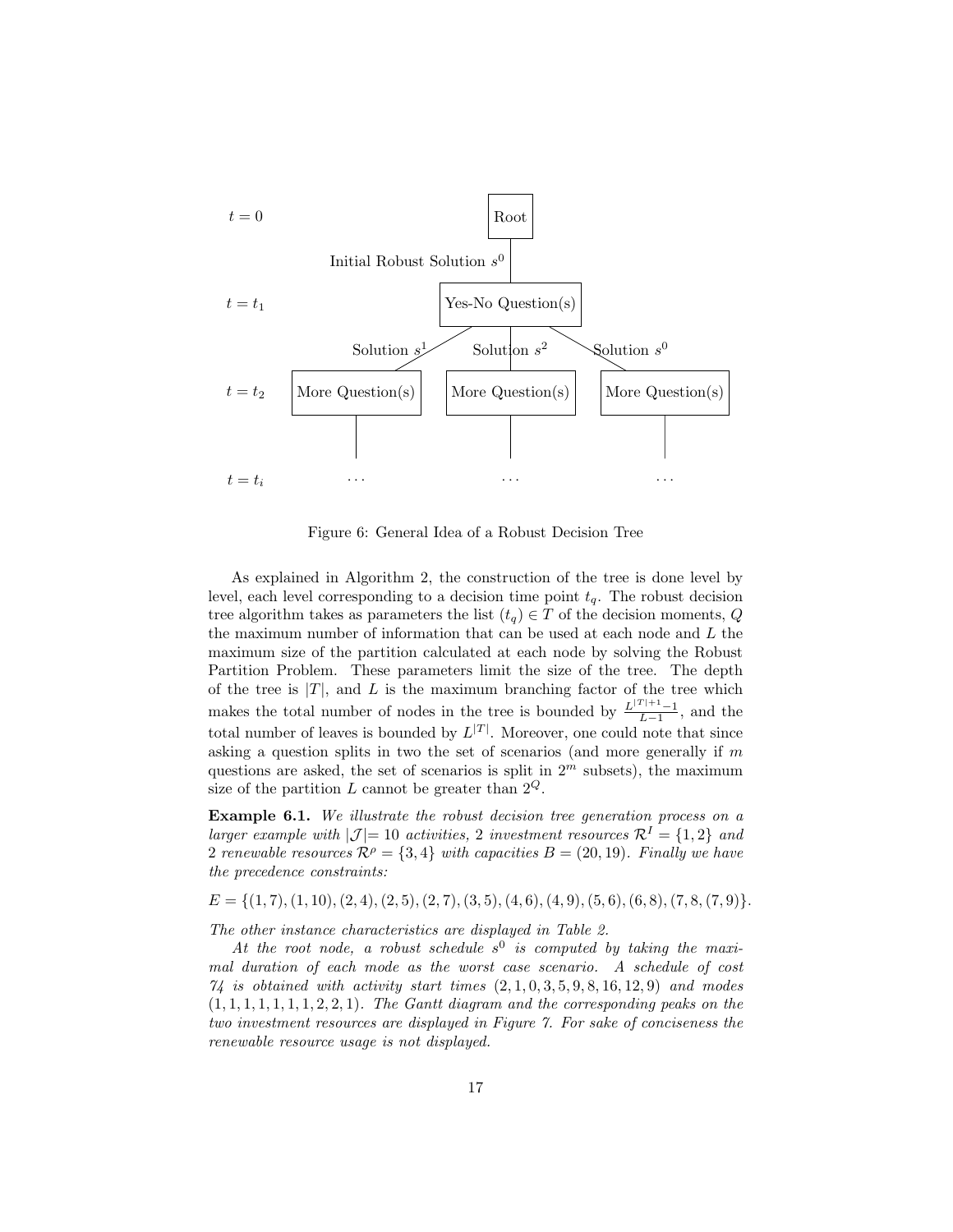Figure 6: General Idea of a Robust Decision Tree

As explained in Algorithm 2, the construction of the tree is done level by level, each level corresponding to a decision time point $t_q$. The robust decision tree algorithm takes as parameters the list $(t_q) \in T$ of the decision moments, $Q$ the maximum number of information that can be used at each node and $L$ the maximum size of the partition calculated at each node by solving the Robust Partition Problem. These parameters limit the size of the tree. The depth of the tree is $|T|$, and $L$ is the maximum branching factor of the tree which makes the total number of nodes in the tree is bounded by $\frac{L^{|T|+1}-1}{L-1}$, and the total number of leaves is bounded by $L^{|T|}$. Moreover, one could note that since asking a question splits in two the set of scenarios (and more generally if $m$ questions are asked, the set of scenarios is split in $2^m$ subsets), the maximum size of the partition $L$ cannot be greater than $2^Q$.

**Example 6.1.** *We illustrate the robust decision tree generation process on a larger example with $|\mathcal{J}|= 10$ activities, 2 investment resources $\mathcal{R}^I = \{1, 2\}$ and 2 renewable resources $\mathcal{R}^\rho = \{3, 4\}$ with capacities $B = (20, 19)$. Finally we have the precedence constraints:*

$$E = \{(1, 7), (1, 10), (2, 4), (2, 5), (2, 7), (3, 5), (4, 6), (4, 9), (5, 6), (6, 8), (7, 8, (7, 9)\}.$$

*The other instance characteristics are displayed in Table 2.*

*At the root node, a robust schedule $s^0$ is computed by taking the maximal duration of each mode as the worst case scenario. A schedule of cost 74 is obtained with activity start times $(2, 1, 0, 3, 5, 9, 8, 16, 12, 9)$ and modes $(1, 1, 1, 1, 1, 1, 1, 2, 2, 1)$. The Gantt diagram and the corresponding peaks on the two investment resources are displayed in Figure 7. For sake of conciseness the renewable resource usage is not displayed.*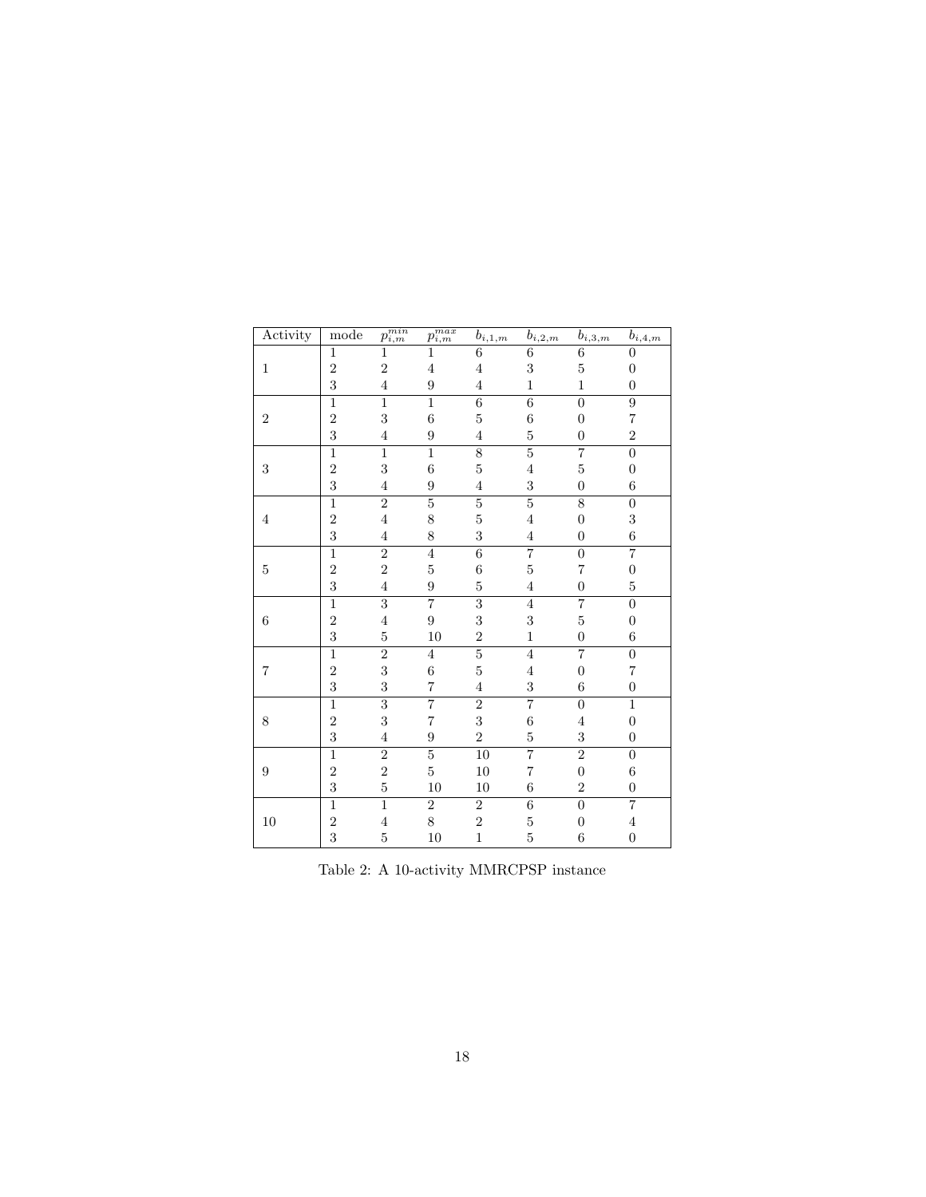| Activity | mode | $p_{i,m}^{min}$ | $p_{i,m}^{max}$ | $b_{i,1,m}$ | $b_{i,2,m}$ | $b_{i,3,m}$ | $b_{i,4,m}$ |
|---|---|---|---|---|---|---|---|
| 1 | 1 | 1 | 1 | 6 | 6 | 6 | 0 |
| | 2 | 2 | 4 | 4 | 3 | 5 | 0 |
| | 3 | 4 | 9 | 4 | 1 | 1 | 0 |
| 2 | 1 | 1 | 1 | 6 | 6 | 0 | 9 |
| | 2 | 3 | 6 | 5 | 6 | 0 | 7 |
| | 3 | 4 | 9 | 4 | 5 | 0 | 2 |
| 3 | 1 | 1 | 1 | 8 | 5 | 7 | 0 |
| | 2 | 3 | 6 | 5 | 4 | 5 | 0 |
| | 3 | 4 | 9 | 4 | 3 | 0 | 6 |
| 4 | 1 | 2 | 5 | 5 | 5 | 8 | 0 |
| | 2 | 4 | 8 | 5 | 4 | 0 | 3 |
| | 3 | 4 | 8 | 3 | 4 | 0 | 6 |
| 5 | 1 | 2 | 4 | 6 | 7 | 0 | 7 |
| | 2 | 2 | 5 | 6 | 5 | 7 | 0 |
| | 3 | 4 | 9 | 5 | 4 | 0 | 5 |
| 6 | 1 | 3 | 7 | 3 | 4 | 7 | 0 |
| | 2 | 4 | 9 | 3 | 3 | 5 | 0 |
| | 3 | 5 | 10 | 2 | 1 | 0 | 6 |
| 7 | 1 | 2 | 4 | 5 | 4 | 7 | 0 |
| | 2 | 3 | 6 | 5 | 4 | 0 | 7 |
| | 3 | 3 | 7 | 4 | 3 | 6 | 0 |
| 8 | 1 | 3 | 7 | 2 | 7 | 0 | 1 |
| | 2 | 3 | 7 | 3 | 6 | 4 | 0 |
| | 3 | 4 | 9 | 2 | 5 | 3 | 0 |
| 9 | 1 | 2 | 5 | 10 | 7 | 2 | 0 |
| | 2 | 2 | 5 | 10 | 7 | 0 | 6 |
| | 3 | 5 | 10 | 10 | 6 | 2 | 0 |
| 10 | 1 | 1 | 2 | 2 | 6 | 0 | 7 |
| | 2 | 4 | 8 | 2 | 5 | 0 | 4 |
| | 3 | 5 | 10 | 1 | 5 | 6 | 0 |

Table 2: A 10-activity MMRCPSP instance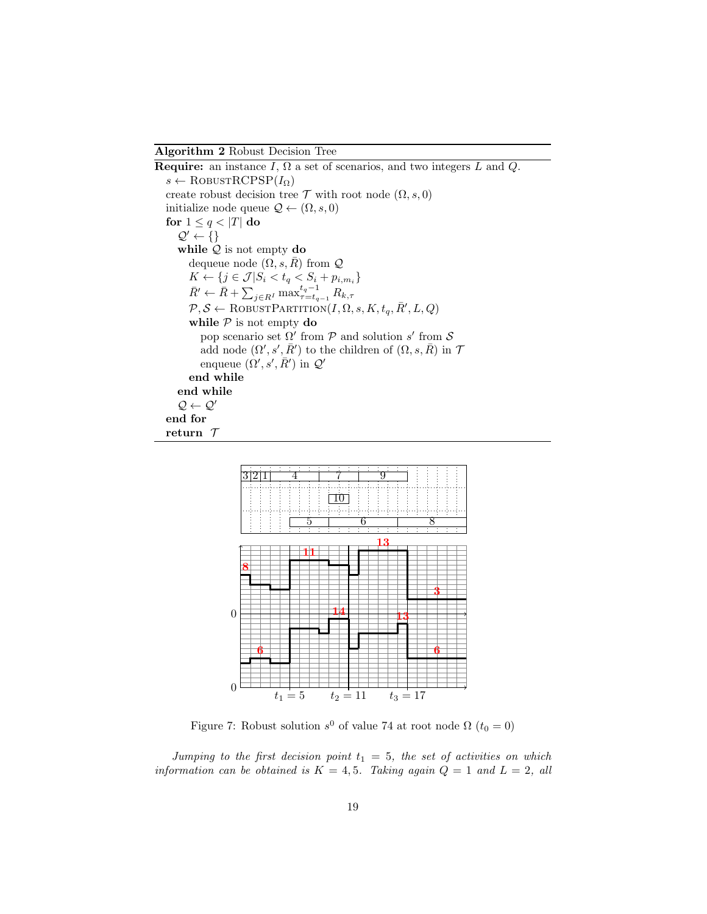---

**Algorithm 2** Robust Decision Tree

---

**Require:** an instance $I$, $\Omega$ a set of scenarios, and two integers $L$ and $Q$.

```
s ← RobustRCPSP(I_Ω)
create robust decision tree T with root node (Ω, s, 0)
initialize node queue Q ← (Ω, s, 0)
for 1 ≤ q < |T| do
    Q' ← {}
    while Q is not empty do
        dequeue node (Ω, s, R̄) from Q
        K ← {j ∈ J | S_i < t_q < S_i + p_{i,m_i}}
        R̄' ← R̄ + Σ_{j∈R^I} max_{τ=t_{q-1}}^{t_q-1} R_{k,τ}
        P, S ← RobustPartition(I, Ω, s, K, t_q, R̄', L, Q)
        while P is not empty do
            pop scenario set Ω' from P and solution s' from S
            add node (Ω', s', R̄') to the children of (Ω, s, R̄) in T
            enqueue (Ω', s', R̄') in Q'
        end while
    end while
    Q ← Q'
end for
return T
```

---

Figure 7: Robust solution $s^0$ of value 74 at root node $\Omega$ ($t_0 = 0$)

*Jumping to the first decision point $t_1 = 5$, the set of activities on which information can be obtained is $K = 4, 5$. Taking again $Q = 1$ and $L = 2$, all*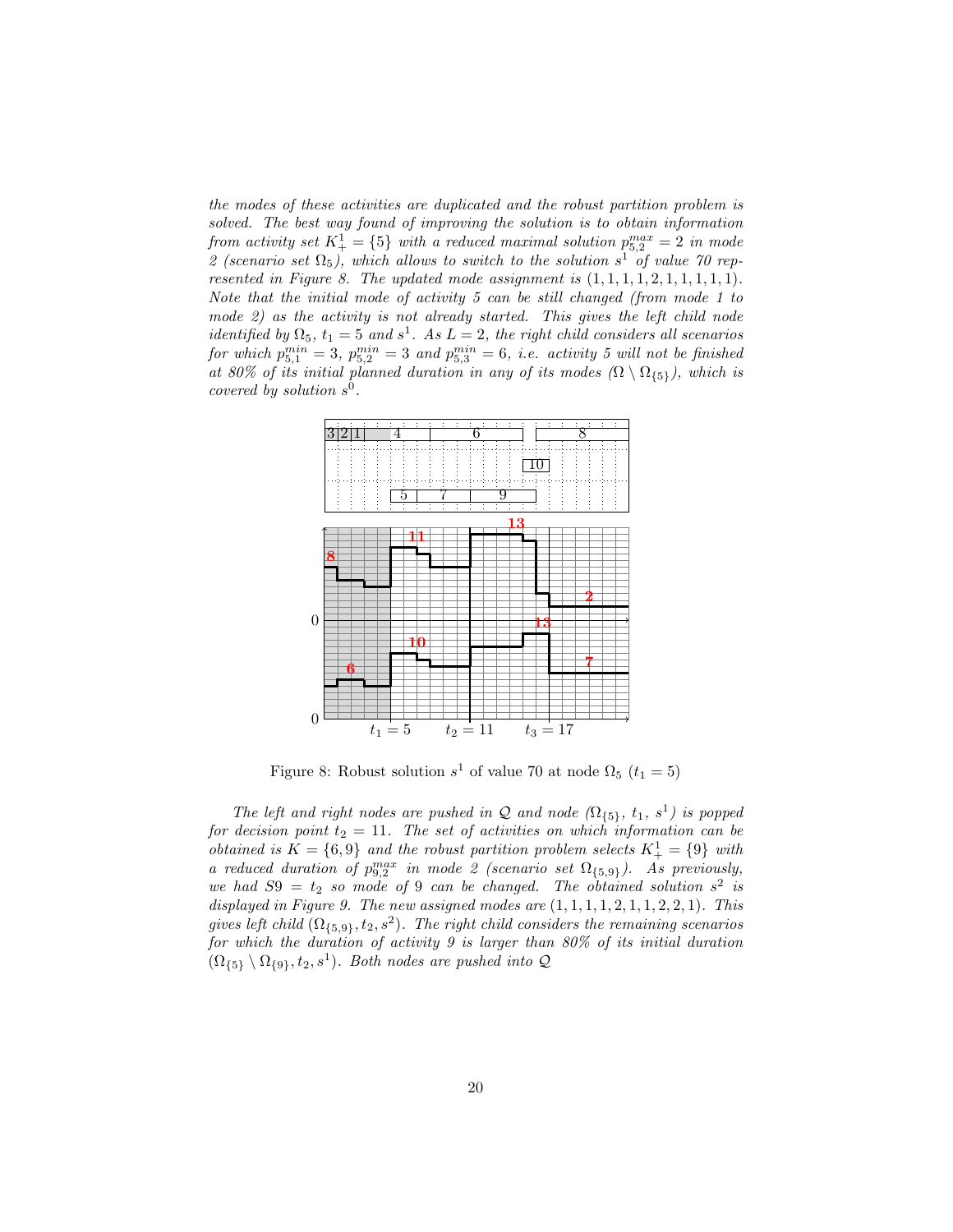*the modes of these activities are duplicated and the robust partition problem is solved. The best way found of improving the solution is to obtain information from activity set $K_+^1 = \{5\}$ with a reduced maximal solution $p_{5,2}^{max} = 2$ in mode 2 (scenario set $\Omega_5$), which allows to switch to the solution $s^1$ of value 70 represented in Figure 8. The updated mode assignment is $(1, 1, 1, 1, 2, 1, 1, 1, 1, 1)$. Note that the initial mode of activity 5 can be still changed (from mode 1 to mode 2) as the activity is not already started. This gives the left child node identified by $\Omega_5$, $t_1 = 5$ and $s^1$. As $L = 2$, the right child considers all scenarios for which $p_{5,1}^{min} = 3$, $p_{5,2}^{min} = 3$ and $p_{5,3}^{min} = 6$, i.e. activity 5 will not be finished at 80% of its initial planned duration in any of its modes ($\Omega \setminus \Omega_{\{5\}}$), which is covered by solution $s^0$.*

Figure 8: Robust solution $s^1$ of value 70 at node $\Omega_5$ ($t_1 = 5$)

*The left and right nodes are pushed in $\mathcal{Q}$ and node ($\Omega_{\{5\}}$, $t_1$, $s^1$) is popped for decision point $t_2 = 11$. The set of activities on which information can be obtained is $K = \{6, 9\}$ and the robust partition problem selects $K_+^1 = \{9\}$ with a reduced duration of $p_{9,2}^{max}$ in mode 2 (scenario set $\Omega_{\{5,9\}}$). As previously, we had $S9 = t_2$ so mode of 9 can be changed. The obtained solution $s^2$ is displayed in Figure 9. The new assigned modes are $(1, 1, 1, 1, 2, 1, 1, 2, 2, 1)$. This gives left child $(\Omega_{\{5,9\}}, t_2, s^2)$. The right child considers the remaining scenarios for which the duration of activity 9 is larger than 80% of its initial duration $(\Omega_{\{5\}} \setminus \Omega_{\{9\}}, t_2, s^1)$. Both nodes are pushed into $\mathcal{Q}$*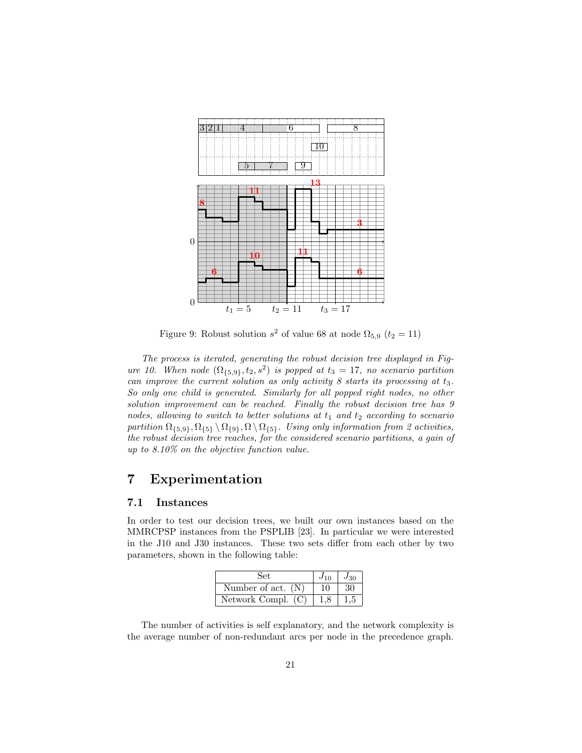Figure 9: Robust solution $s^2$ of value 68 at node $\Omega_{5,9}$ ($t_2 = 11$)

*The process is iterated, generating the robust decision tree displayed in Figure 10. When node $(\Omega_{\{5,9\}}, t_2, s^2)$ is popped at $t_3 = 17$, no scenario partition can improve the current solution as only activity 8 starts its processing at $t_3$. So only one child is generated. Similarly for all popped right nodes, no other solution improvement can be reached. Finally the robust decision tree has 9 nodes, allowing to switch to better solutions at $t_1$ and $t_2$ according to scenario partition $\Omega_{\{5,9\}}, \Omega_{\{5\}} \setminus \Omega_{\{9\}}, \Omega \setminus \Omega_{\{5\}}$. Using only information from 2 activities, the robust decision tree reaches, for the considered scenario partitions, a gain of up to 8.10% on the objective function value.*

# 7 Experimentation

## 7.1 Instances

In order to test our decision trees, we built our own instances based on the MMRCPSP instances from the PSPLIB [23]. In particular we were interested in the J10 and J30 instances. These two sets differ from each other by two parameters, shown in the following table:

| Set | $J_{10}$ | $J_{30}$ |
|---|---|---|
| Number of act. (N) | 10 | 30 |
| Network Compl. (C) | 1,8 | 1,5 |

The number of activities is self explanatory, and the network complexity is the average number of non-redundant arcs per node in the precedence graph.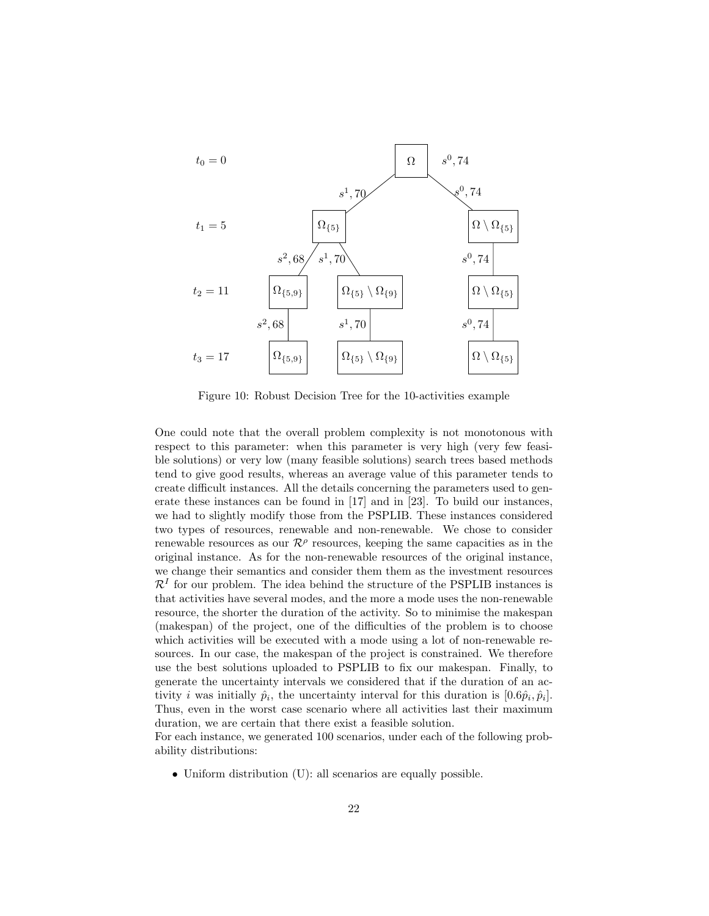Figure 10: Robust Decision Tree for the 10-activities example

One could note that the overall problem complexity is not monotonous with respect to this parameter: when this parameter is very high (very few feasible solutions) or very low (many feasible solutions) search trees based methods tend to give good results, whereas an average value of this parameter tends to create difficult instances. All the details concerning the parameters used to generate these instances can be found in [17] and in [23]. To build our instances, we had to slightly modify those from the PSPLIB. These instances considered two types of resources, renewable and non-renewable. We chose to consider renewable resources as our $\mathcal{R}^\rho$ resources, keeping the same capacities as in the original instance. As for the non-renewable resources of the original instance, we change their semantics and consider them them as the investment resources $\mathcal{R}^I$ for our problem. The idea behind the structure of the PSPLIB instances is that activities have several modes, and the more a mode uses the non-renewable resource, the shorter the duration of the activity. So to minimise the makespan (makespan) of the project, one of the difficulties of the problem is to choose which activities will be executed with a mode using a lot of non-renewable resources. In our case, the makespan of the project is constrained. We therefore use the best solutions uploaded to PSPLIB to fix our makespan. Finally, to generate the uncertainty intervals we considered that if the duration of an activity $i$ was initially $\hat{p}_i$, the uncertainty interval for this duration is $[0.6\hat{p}_i, \hat{p}_i]$. Thus, even in the worst case scenario where all activities last their maximum duration, we are certain that there exist a feasible solution.
For each instance, we generated 100 scenarios, under each of the following probability distributions:

- Uniform distribution (U): all scenarios are equally possible.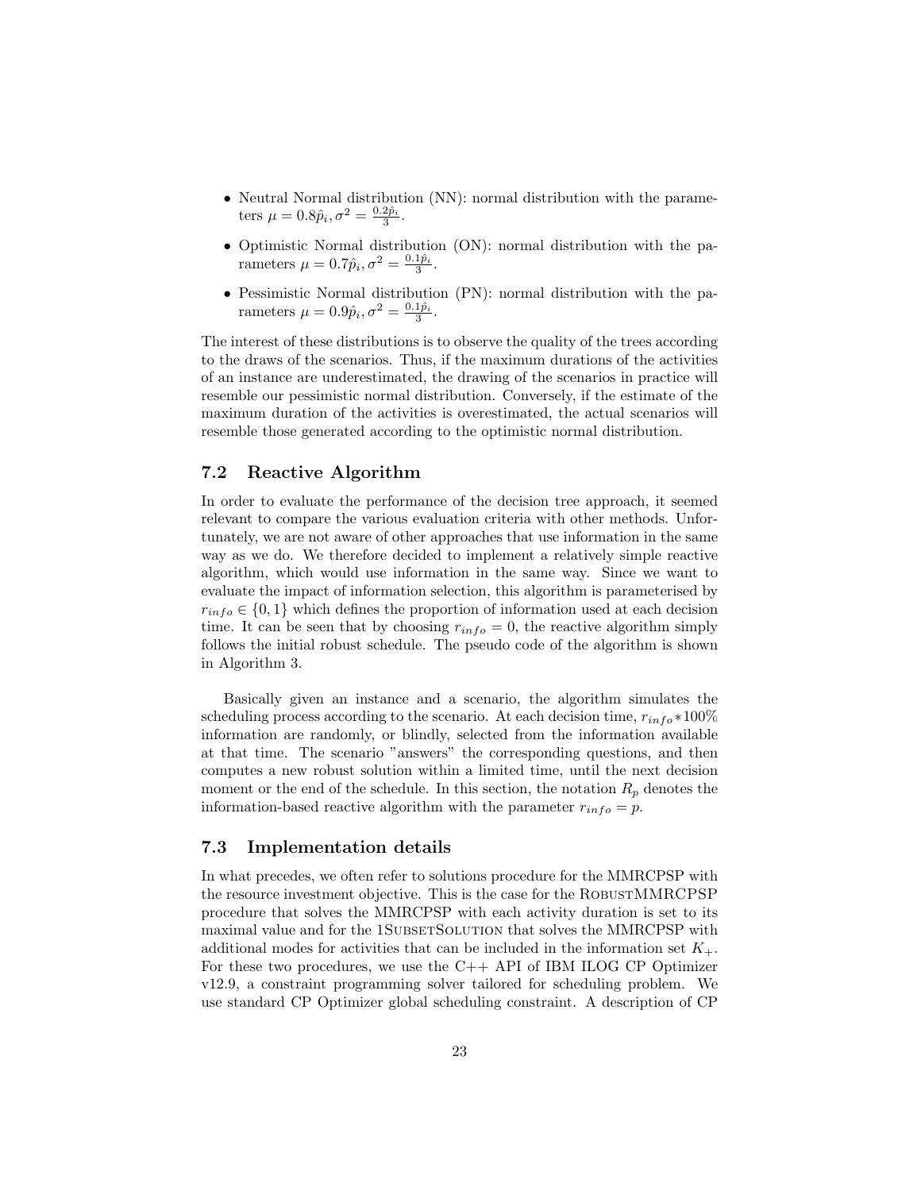- Neutral Normal distribution (NN): normal distribution with the parameters $\mu = 0.8\hat{p}_i, \sigma^2 = \frac{0.2\hat{p}_i}{3}$.
- Optimistic Normal distribution (ON): normal distribution with the parameters $\mu = 0.7\hat{p}_i, \sigma^2 = \frac{0.1\hat{p}_i}{3}$.
- Pessimistic Normal distribution (PN): normal distribution with the parameters $\mu = 0.9\hat{p}_i, \sigma^2 = \frac{0.1\hat{p}_i}{3}$.

The interest of these distributions is to observe the quality of the trees according to the draws of the scenarios. Thus, if the maximum durations of the activities of an instance are underestimated, the drawing of the scenarios in practice will resemble our pessimistic normal distribution. Conversely, if the estimate of the maximum duration of the activities is overestimated, the actual scenarios will resemble those generated according to the optimistic normal distribution.

## 7.2 Reactive Algorithm

In order to evaluate the performance of the decision tree approach, it seemed relevant to compare the various evaluation criteria with other methods. Unfortunately, we are not aware of other approaches that use information in the same way as we do. We therefore decided to implement a relatively simple reactive algorithm, which would use information in the same way. Since we want to evaluate the impact of information selection, this algorithm is parameterised by $r_{info} \in \{0, 1\}$ which defines the proportion of information used at each decision time. It can be seen that by choosing $r_{info} = 0$, the reactive algorithm simply follows the initial robust schedule. The pseudo code of the algorithm is shown in Algorithm 3.

Basically given an instance and a scenario, the algorithm simulates the scheduling process according to the scenario. At each decision time, $r_{info} * 100\%$ information are randomly, or blindly, selected from the information available at that time. The scenario "answers" the corresponding questions, and then computes a new robust solution within a limited time, until the next decision moment or the end of the schedule. In this section, the notation $R_p$ denotes the information-based reactive algorithm with the parameter $r_{info} = p$.

## 7.3 Implementation details

In what precedes, we often refer to solutions procedure for the MMRCPSP with the resource investment objective. This is the case for the RobustMMRCPSP procedure that solves the MMRCPSP with each activity duration is set to its maximal value and for the 1SubsetSolution that solves the MMRCPSP with additional modes for activities that can be included in the information set $K_+$. For these two procedures, we use the C++ API of IBM ILOG CP Optimizer v12.9, a constraint programming solver tailored for scheduling problem. We use standard CP Optimizer global scheduling constraint. A description of CP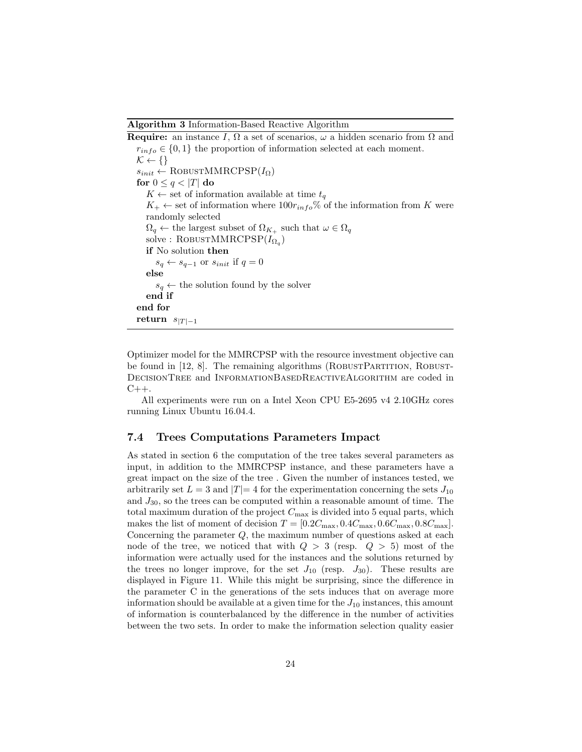**Algorithm 3** Information-Based Reactive Algorithm

```
Require: an instance I, Ω a set of scenarios, ω a hidden scenario from Ω and
   r_info ∈ {0, 1} the proportion of information selected at each moment.
   𝒦 ← {}
   s_init ← RobustMMRCPSP(I_Ω)
   for 0 ≤ q < |T| do
      K ← set of information available at time t_q
      K_+ ← set of information where 100r_info% of the information from K were
      randomly selected
      Ω_q ← the largest subset of Ω_{K_+} such that ω ∈ Ω_q
      solve : RobustMMRCPSP(I_{Ω_q})
      if No solution then
         s_q ← s_{q-1} or s_init if q = 0
      else
         s_q ← the solution found by the solver
      end if
   end for
   return s_{|T|-1}
```

Optimizer model for the MMRCPSP with the resource investment objective can be found in [12, 8]. The remaining algorithms (RobustPartition, RobustDecisionTree and InformationBasedReactiveAlgorithm are coded in C++.

All experiments were run on a Intel Xeon CPU E5-2695 v4 2.10GHz cores running Linux Ubuntu 16.04.4.

### 7.4 Trees Computations Parameters Impact

As stated in section 6 the computation of the tree takes several parameters as input, in addition to the MMRCPSP instance, and these parameters have a great impact on the size of the tree . Given the number of instances tested, we arbitrarily set $L = 3$ and $|T| = 4$ for the experimentation concerning the sets $J_{10}$ and $J_{30}$, so the trees can be computed within a reasonable amount of time. The total maximum duration of the project $C_{\max}$ is divided into 5 equal parts, which makes the list of moment of decision $T = [0.2C_{\max}, 0.4C_{\max}, 0.6C_{\max}, 0.8C_{\max}]$. Concerning the parameter $Q$, the maximum number of questions asked at each node of the tree, we noticed that with $Q > 3$ (resp. $Q > 5$) most of the information were actually used for the instances and the solutions returned by the trees no longer improve, for the set $J_{10}$ (resp. $J_{30}$). These results are displayed in Figure 11. While this might be surprising, since the difference in the parameter C in the generations of the sets induces that on average more information should be available at a given time for the $J_{10}$ instances, this amount of information is counterbalanced by the difference in the number of activities between the two sets. In order to make the information selection quality easier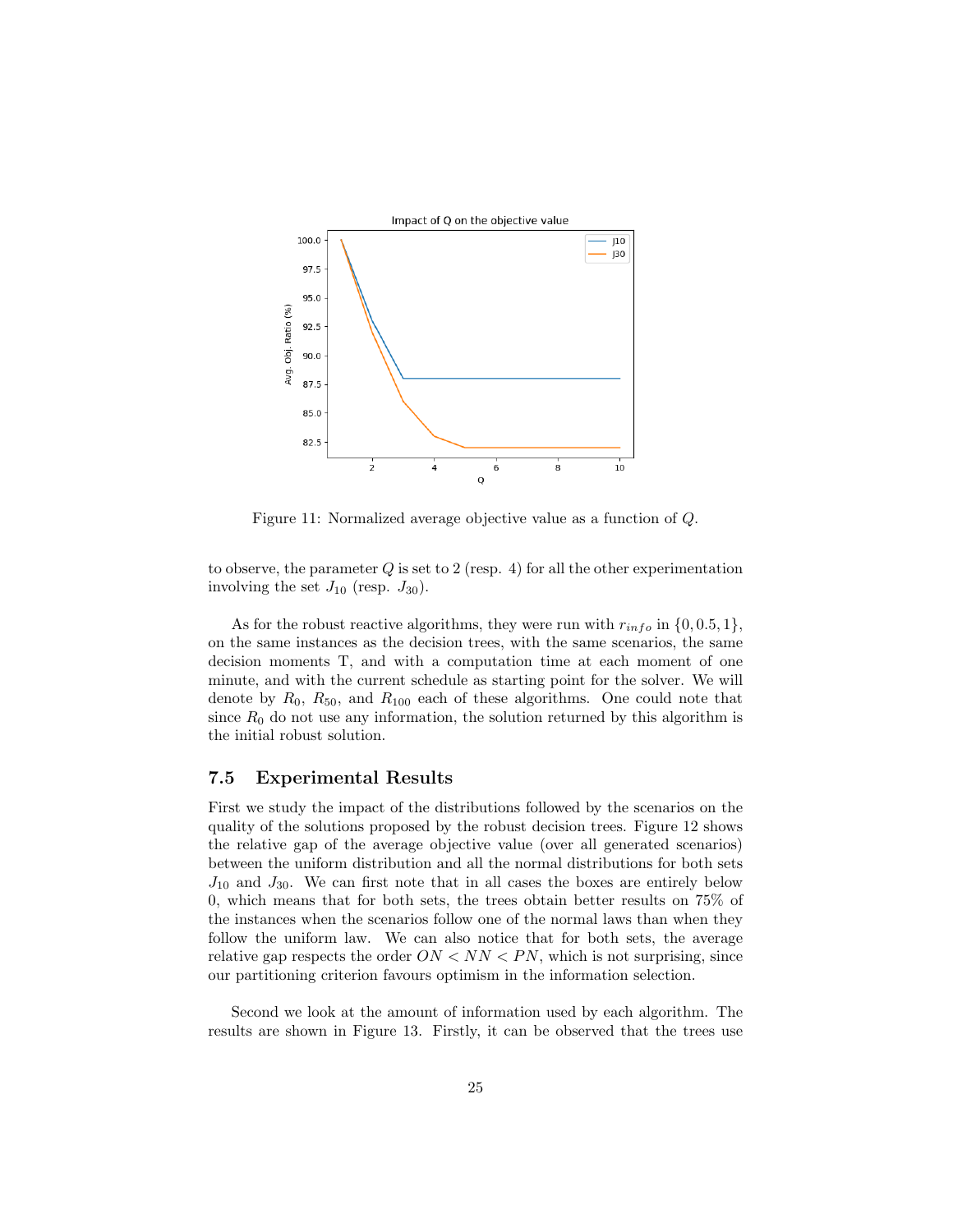Figure 11: Normalized average objective value as a function of $Q$.

to observe, the parameter $Q$ is set to 2 (resp. 4) for all the other experimentation involving the set $J_{10}$ (resp. $J_{30}$).

As for the robust reactive algorithms, they were run with $r_{info}$ in $\{0, 0.5, 1\}$, on the same instances as the decision trees, with the same scenarios, the same decision moments T, and with a computation time at each moment of one minute, and with the current schedule as starting point for the solver. We will denote by $R_0$, $R_{50}$, and $R_{100}$ each of these algorithms. One could note that since $R_0$ do not use any information, the solution returned by this algorithm is the initial robust solution.

### 7.5 Experimental Results

First we study the impact of the distributions followed by the scenarios on the quality of the solutions proposed by the robust decision trees. Figure 12 shows the relative gap of the average objective value (over all generated scenarios) between the uniform distribution and all the normal distributions for both sets $J_{10}$ and $J_{30}$. We can first note that in all cases the boxes are entirely below 0, which means that for both sets, the trees obtain better results on 75% of the instances when the scenarios follow one of the normal laws than when they follow the uniform law. We can also notice that for both sets, the average relative gap respects the order $ON < NN < PN$, which is not surprising, since our partitioning criterion favours optimism in the information selection.

Second we look at the amount of information used by each algorithm. The results are shown in Figure 13. Firstly, it can be observed that the trees use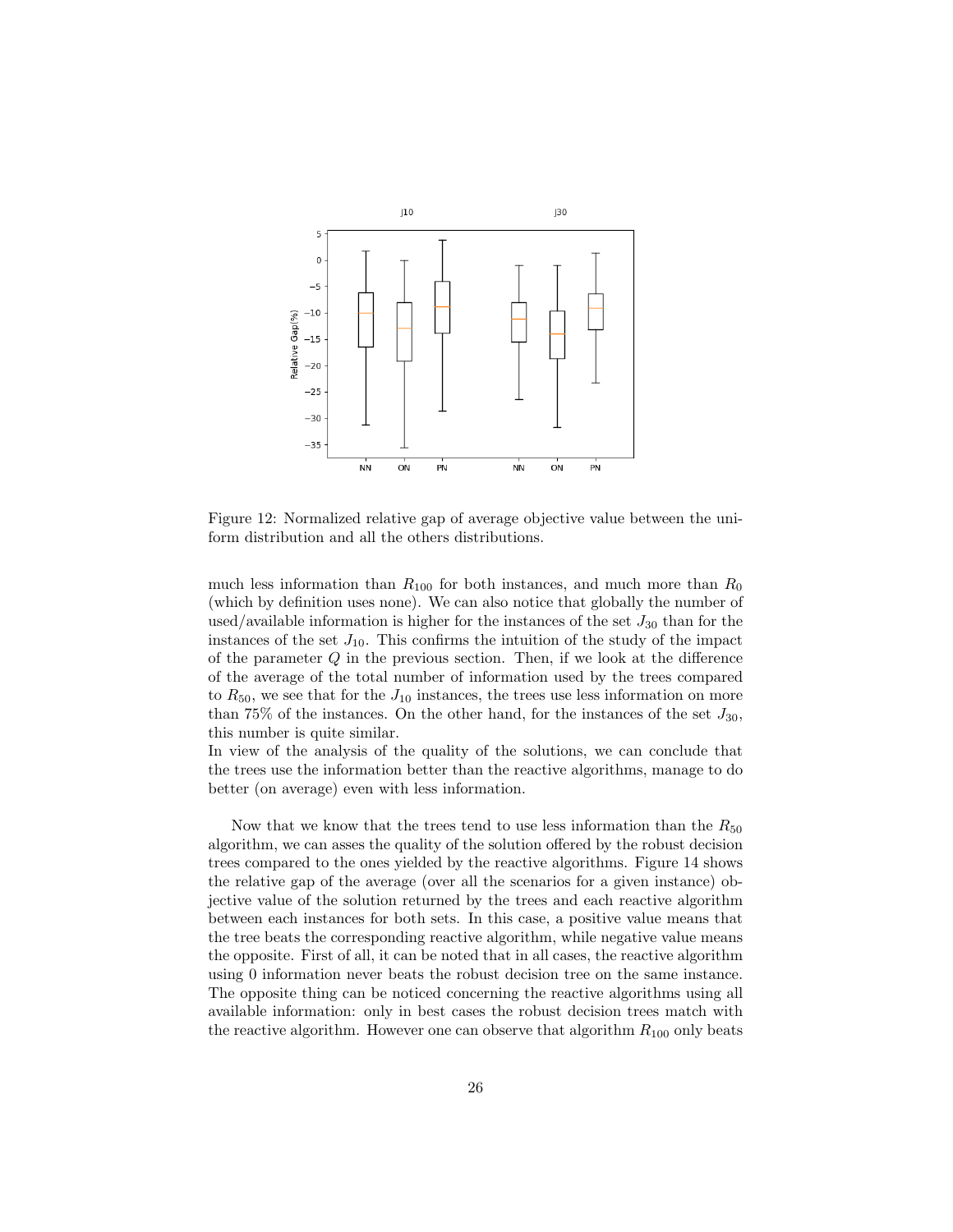Figure 12: Normalized relative gap of average objective value between the uniform distribution and all the others distributions.

much less information than $R_{100}$ for both instances, and much more than $R_0$ (which by definition uses none). We can also notice that globally the number of used/available information is higher for the instances of the set $J_{30}$ than for the instances of the set $J_{10}$. This confirms the intuition of the study of the impact of the parameter $Q$ in the previous section. Then, if we look at the difference of the average of the total number of information used by the trees compared to $R_{50}$, we see that for the $J_{10}$ instances, the trees use less information on more than 75% of the instances. On the other hand, for the instances of the set $J_{30}$, this number is quite similar.
In view of the analysis of the quality of the solutions, we can conclude that the trees use the information better than the reactive algorithms, manage to do better (on average) even with less information.

Now that we know that the trees tend to use less information than the $R_{50}$ algorithm, we can asses the quality of the solution offered by the robust decision trees compared to the ones yielded by the reactive algorithms. Figure 14 shows the relative gap of the average (over all the scenarios for a given instance) objective value of the solution returned by the trees and each reactive algorithm between each instances for both sets. In this case, a positive value means that the tree beats the corresponding reactive algorithm, while negative value means the opposite. First of all, it can be noted that in all cases, the reactive algorithm using 0 information never beats the robust decision tree on the same instance. The opposite thing can be noticed concerning the reactive algorithms using all available information: only in best cases the robust decision trees match with the reactive algorithm. However one can observe that algorithm $R_{100}$ only beats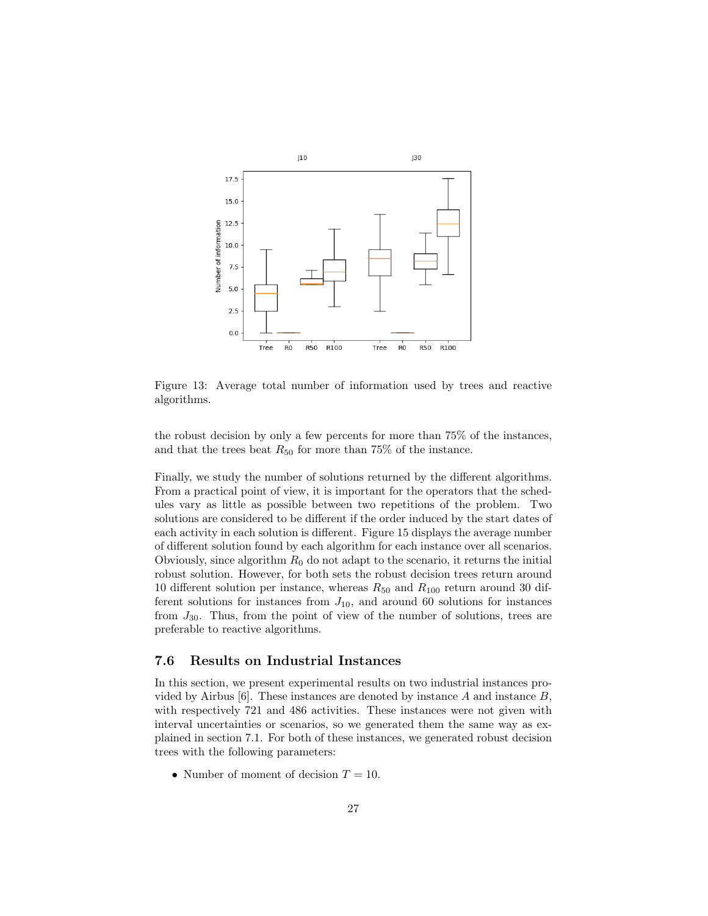Figure 13: Average total number of information used by trees and reactive algorithms.

the robust decision by only a few percents for more than 75% of the instances, and that the trees beat $R_{50}$ for more than 75% of the instance.

Finally, we study the number of solutions returned by the different algorithms. From a practical point of view, it is important for the operators that the schedules vary as little as possible between two repetitions of the problem. Two solutions are considered to be different if the order induced by the start dates of each activity in each solution is different. Figure 15 displays the average number of different solution found by each algorithm for each instance over all scenarios. Obviously, since algorithm $R_0$ do not adapt to the scenario, it returns the initial robust solution. However, for both sets the robust decision trees return around 10 different solution per instance, whereas $R_{50}$ and $R_{100}$ return around 30 different solutions for instances from $J_{10}$, and around 60 solutions for instances from $J_{30}$. Thus, from the point of view of the number of solutions, trees are preferable to reactive algorithms.

### 7.6 Results on Industrial Instances

In this section, we present experimental results on two industrial instances provided by Airbus [6]. These instances are denoted by instance $A$ and instance $B$, with respectively 721 and 486 activities. These instances were not given with interval uncertainties or scenarios, so we generated them the same way as explained in section 7.1. For both of these instances, we generated robust decision trees with the following parameters:

- Number of moment of decision $T = 10$.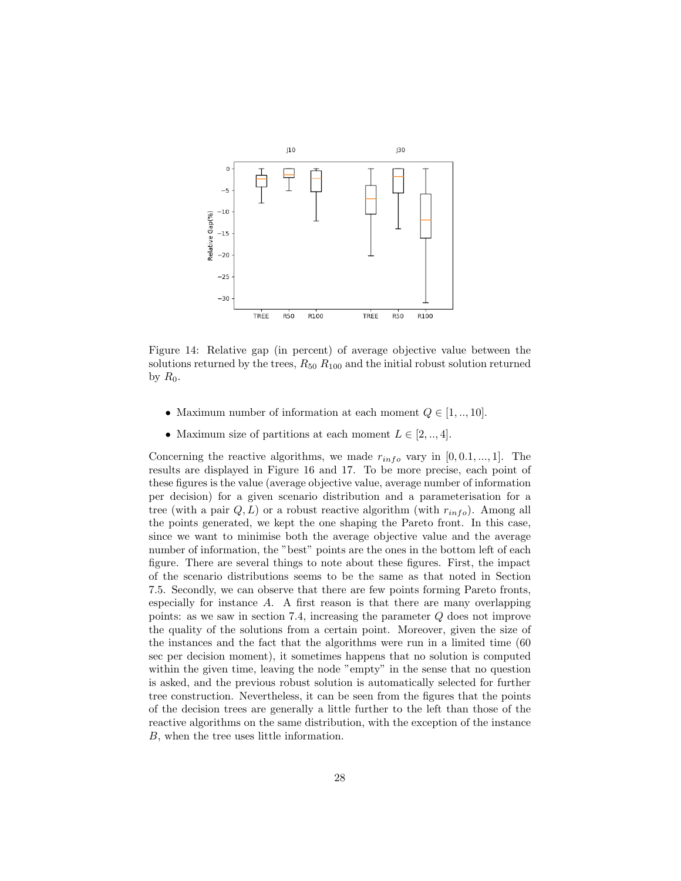Figure 14: Relative gap (in percent) of average objective value between the solutions returned by the trees, $R_{50}$ $R_{100}$ and the initial robust solution returned by $R_0$.

- Maximum number of information at each moment $Q \in [1, .., 10]$.
- Maximum size of partitions at each moment $L \in [2, .., 4]$.

Concerning the reactive algorithms, we made $r_{info}$ vary in $[0, 0.1, ..., 1]$. The results are displayed in Figure 16 and 17. To be more precise, each point of these figures is the value (average objective value, average number of information per decision) for a given scenario distribution and a parameterisation for a tree (with a pair $Q, L$) or a robust reactive algorithm (with $r_{info}$). Among all the points generated, we kept the one shaping the Pareto front. In this case, since we want to minimise both the average objective value and the average number of information, the "best" points are the ones in the bottom left of each figure. There are several things to note about these figures. First, the impact of the scenario distributions seems to be the same as that noted in Section 7.5. Secondly, we can observe that there are few points forming Pareto fronts, especially for instance $A$. A first reason is that there are many overlapping points: as we saw in section 7.4, increasing the parameter $Q$ does not improve the quality of the solutions from a certain point. Moreover, given the size of the instances and the fact that the algorithms were run in a limited time (60 sec per decision moment), it sometimes happens that no solution is computed within the given time, leaving the node "empty" in the sense that no question is asked, and the previous robust solution is automatically selected for further tree construction. Nevertheless, it can be seen from the figures that the points of the decision trees are generally a little further to the left than those of the reactive algorithms on the same distribution, with the exception of the instance $B$, when the tree uses little information.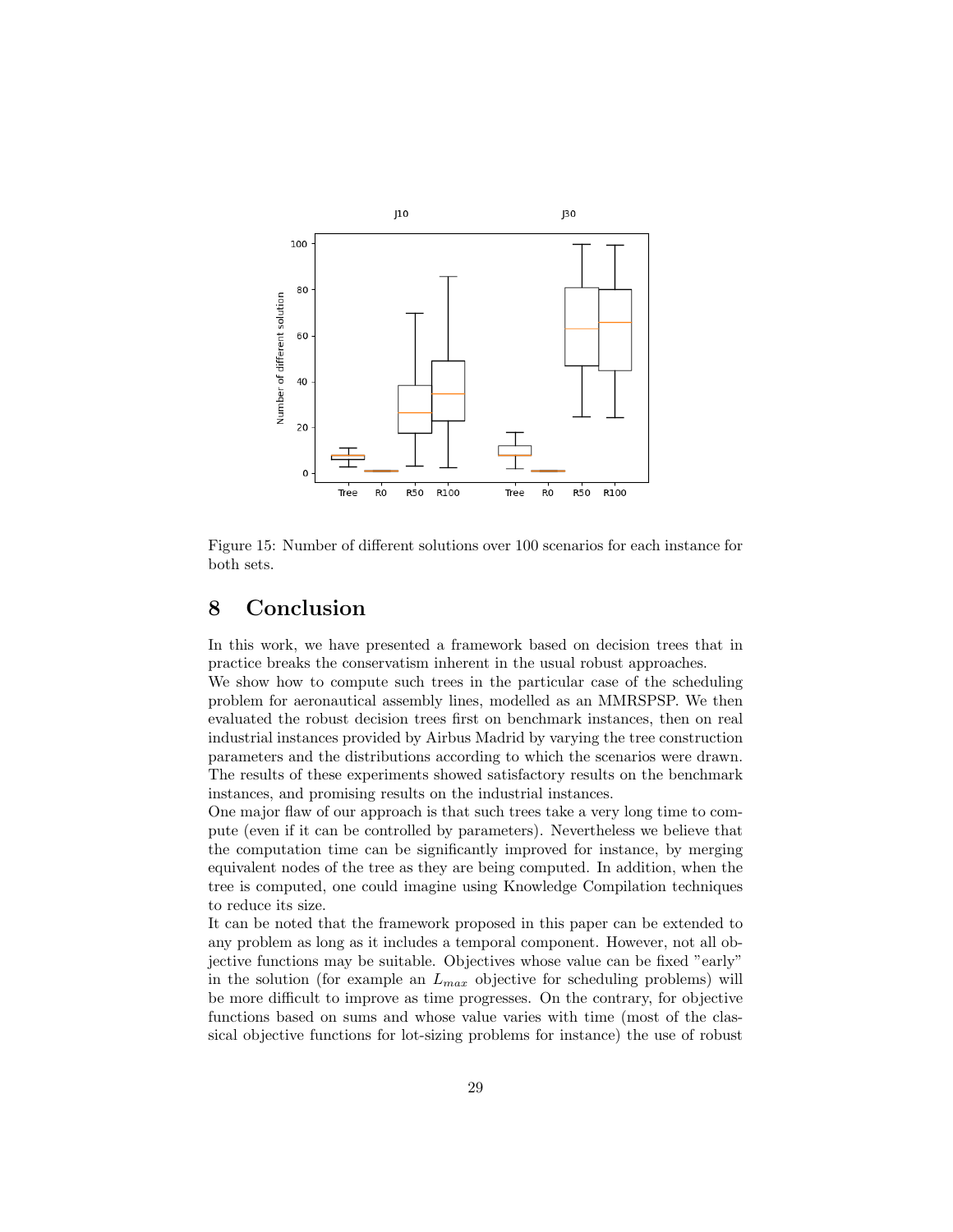Figure 15: Number of different solutions over 100 scenarios for each instance for both sets.

## 8 Conclusion

In this work, we have presented a framework based on decision trees that in practice breaks the conservatism inherent in the usual robust approaches.
We show how to compute such trees in the particular case of the scheduling problem for aeronautical assembly lines, modelled as an MMRSPSP. We then evaluated the robust decision trees first on benchmark instances, then on real industrial instances provided by Airbus Madrid by varying the tree construction parameters and the distributions according to which the scenarios were drawn. The results of these experiments showed satisfactory results on the benchmark instances, and promising results on the industrial instances.
One major flaw of our approach is that such trees take a very long time to compute (even if it can be controlled by parameters). Nevertheless we believe that the computation time can be significantly improved for instance, by merging equivalent nodes of the tree as they are being computed. In addition, when the tree is computed, one could imagine using Knowledge Compilation techniques to reduce its size.
It can be noted that the framework proposed in this paper can be extended to any problem as long as it includes a temporal component. However, not all objective functions may be suitable. Objectives whose value can be fixed "early" in the solution (for example an $L_{max}$ objective for scheduling problems) will be more difficult to improve as time progresses. On the contrary, for objective functions based on sums and whose value varies with time (most of the classical objective functions for lot-sizing problems for instance) the use of robust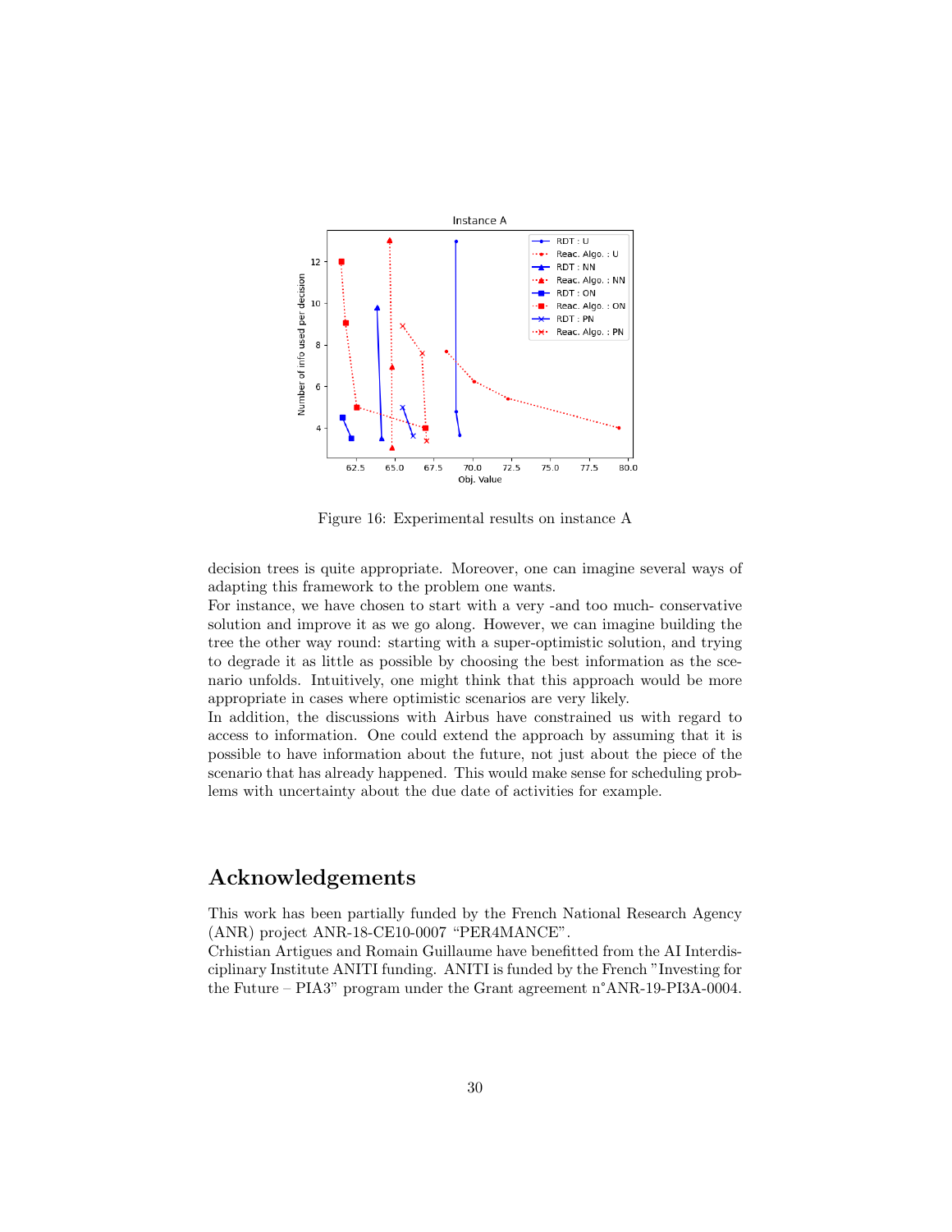Figure 16: Experimental results on instance A

decision trees is quite appropriate. Moreover, one can imagine several ways of adapting this framework to the problem one wants.

For instance, we have chosen to start with a very -and too much- conservative solution and improve it as we go along. However, we can imagine building the tree the other way round: starting with a super-optimistic solution, and trying to degrade it as little as possible by choosing the best information as the scenario unfolds. Intuitively, one might think that this approach would be more appropriate in cases where optimistic scenarios are very likely.

In addition, the discussions with Airbus have constrained us with regard to access to information. One could extend the approach by assuming that it is possible to have information about the future, not just about the piece of the scenario that has already happened. This would make sense for scheduling problems with uncertainty about the due date of activities for example.

## Acknowledgements

This work has been partially funded by the French National Research Agency (ANR) project ANR-18-CE10-0007 "PER4MANCE".

Crhistian Artigues and Romain Guillaume have benefitted from the AI Interdisciplinary Institute ANITI funding. ANITI is funded by the French "Investing for the Future – PIA3" program under the Grant agreement n°ANR-19-PI3A-0004.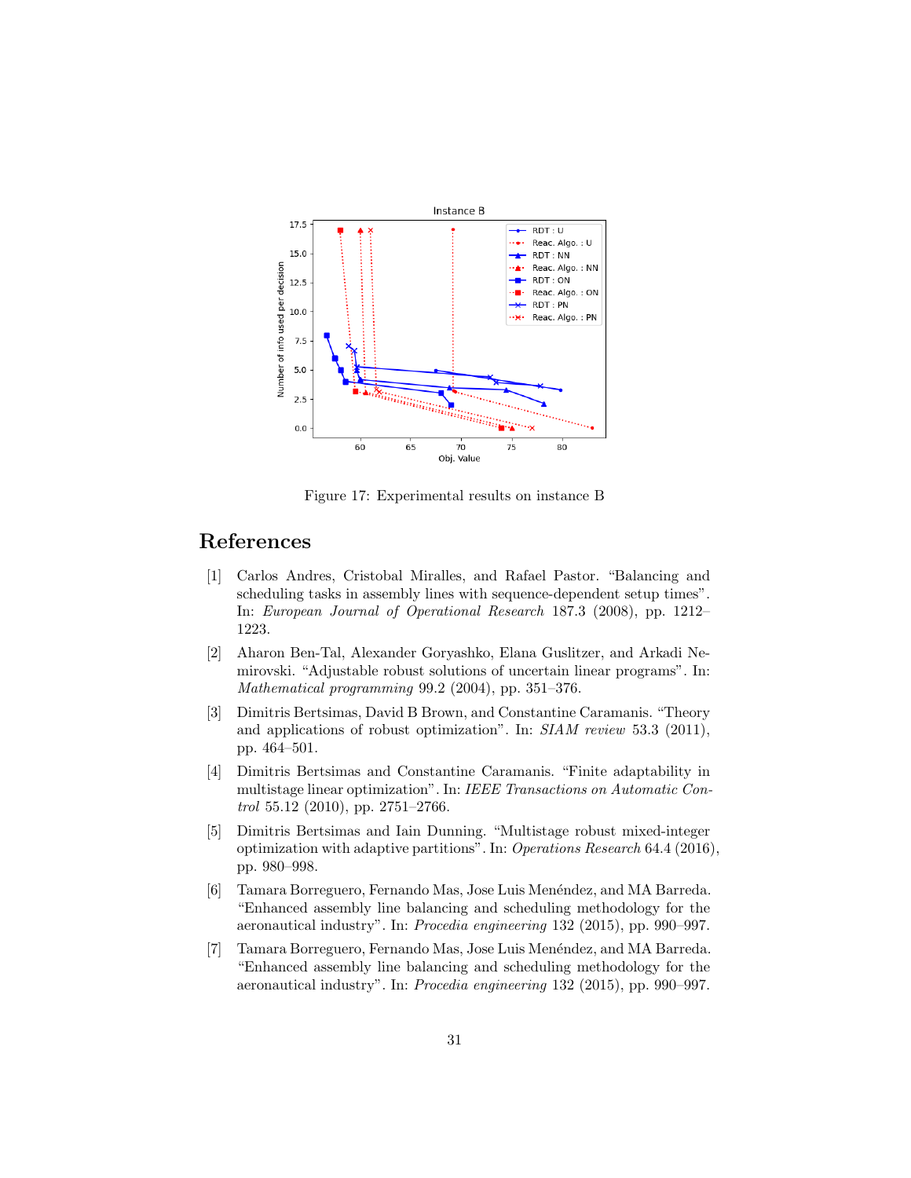Figure 17: Experimental results on instance B

# References

[1] Carlos Andres, Cristobal Miralles, and Rafael Pastor. "Balancing and scheduling tasks in assembly lines with sequence-dependent setup times". In: *European Journal of Operational Research* 187.3 (2008), pp. 1212–1223.

[2] Aharon Ben-Tal, Alexander Goryashko, Elana Guslitzer, and Arkadi Nemirovski. "Adjustable robust solutions of uncertain linear programs". In: *Mathematical programming* 99.2 (2004), pp. 351–376.

[3] Dimitris Bertsimas, David B Brown, and Constantine Caramanis. "Theory and applications of robust optimization". In: *SIAM review* 53.3 (2011), pp. 464–501.

[4] Dimitris Bertsimas and Constantine Caramanis. "Finite adaptability in multistage linear optimization". In: *IEEE Transactions on Automatic Control* 55.12 (2010), pp. 2751–2766.

[5] Dimitris Bertsimas and Iain Dunning. "Multistage robust mixed-integer optimization with adaptive partitions". In: *Operations Research* 64.4 (2016), pp. 980–998.

[6] Tamara Borreguero, Fernando Mas, Jose Luis Menéndez, and MA Barreda. "Enhanced assembly line balancing and scheduling methodology for the aeronautical industry". In: *Procedia engineering* 132 (2015), pp. 990–997.

[7] Tamara Borreguero, Fernando Mas, Jose Luis Menéndez, and MA Barreda. "Enhanced assembly line balancing and scheduling methodology for the aeronautical industry". In: *Procedia engineering* 132 (2015), pp. 990–997.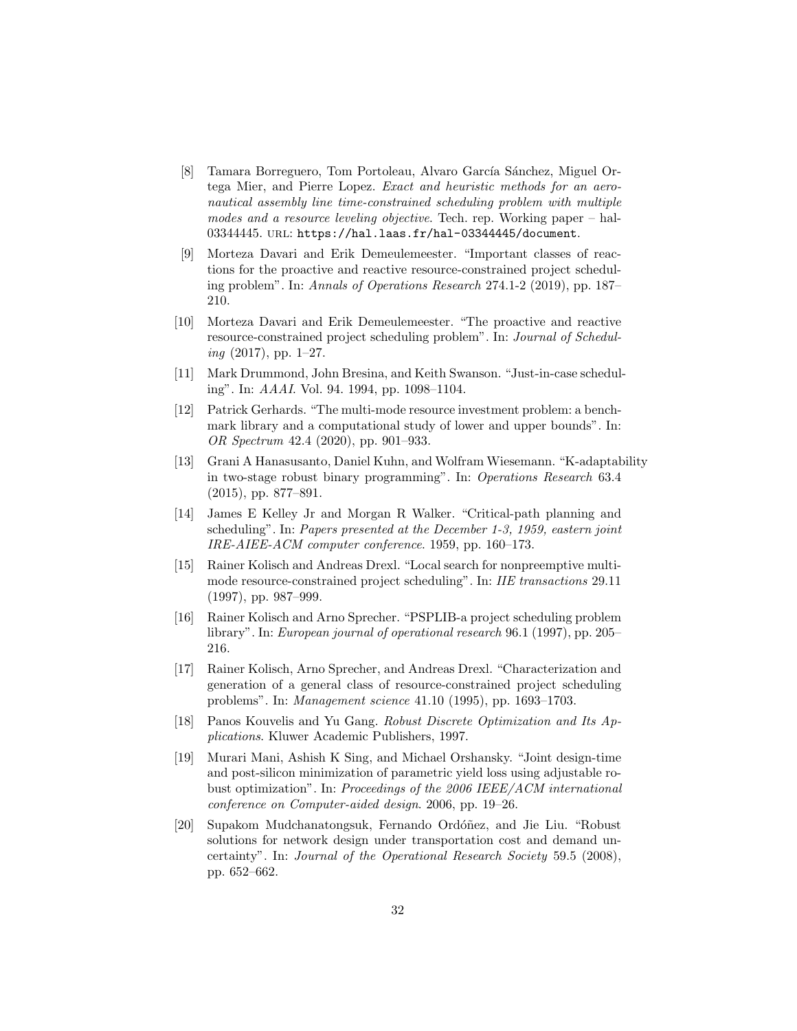[8] Tamara Borreguero, Tom Portoleau, Alvaro García Sánchez, Miguel Ortega Mier, and Pierre Lopez. *Exact and heuristic methods for an aeronautical assembly line time-constrained scheduling problem with multiple modes and a resource leveling objective*. Tech. rep. Working paper – hal-03344445. URL: https://hal.laas.fr/hal-03344445/document.

[9] Morteza Davari and Erik Demeulemeester. "Important classes of reactions for the proactive and reactive resource-constrained project scheduling problem". In: *Annals of Operations Research* 274.1-2 (2019), pp. 187–210.

[10] Morteza Davari and Erik Demeulemeester. "The proactive and reactive resource-constrained project scheduling problem". In: *Journal of Scheduling* (2017), pp. 1–27.

[11] Mark Drummond, John Bresina, and Keith Swanson. "Just-in-case scheduling". In: *AAAI*. Vol. 94. 1994, pp. 1098–1104.

[12] Patrick Gerhards. "The multi-mode resource investment problem: a benchmark library and a computational study of lower and upper bounds". In: *OR Spectrum* 42.4 (2020), pp. 901–933.

[13] Grani A Hanasusanto, Daniel Kuhn, and Wolfram Wiesemann. "K-adaptability in two-stage robust binary programming". In: *Operations Research* 63.4 (2015), pp. 877–891.

[14] James E Kelley Jr and Morgan R Walker. "Critical-path planning and scheduling". In: *Papers presented at the December 1-3, 1959, eastern joint IRE-AIEE-ACM computer conference*. 1959, pp. 160–173.

[15] Rainer Kolisch and Andreas Drexl. "Local search for nonpreemptive multi-mode resource-constrained project scheduling". In: *IIE transactions* 29.11 (1997), pp. 987–999.

[16] Rainer Kolisch and Arno Sprecher. "PSPLIB-a project scheduling problem library". In: *European journal of operational research* 96.1 (1997), pp. 205–216.

[17] Rainer Kolisch, Arno Sprecher, and Andreas Drexl. "Characterization and generation of a general class of resource-constrained project scheduling problems". In: *Management science* 41.10 (1995), pp. 1693–1703.

[18] Panos Kouvelis and Yu Gang. *Robust Discrete Optimization and Its Applications*. Kluwer Academic Publishers, 1997.

[19] Murari Mani, Ashish K Sing, and Michael Orshansky. "Joint design-time and post-silicon minimization of parametric yield loss using adjustable robust optimization". In: *Proceedings of the 2006 IEEE/ACM international conference on Computer-aided design*. 2006, pp. 19–26.

[20] Supakom Mudchanatongsuk, Fernando Ordóñez, and Jie Liu. "Robust solutions for network design under transportation cost and demand uncertainty". In: *Journal of the Operational Research Society* 59.5 (2008), pp. 652–662.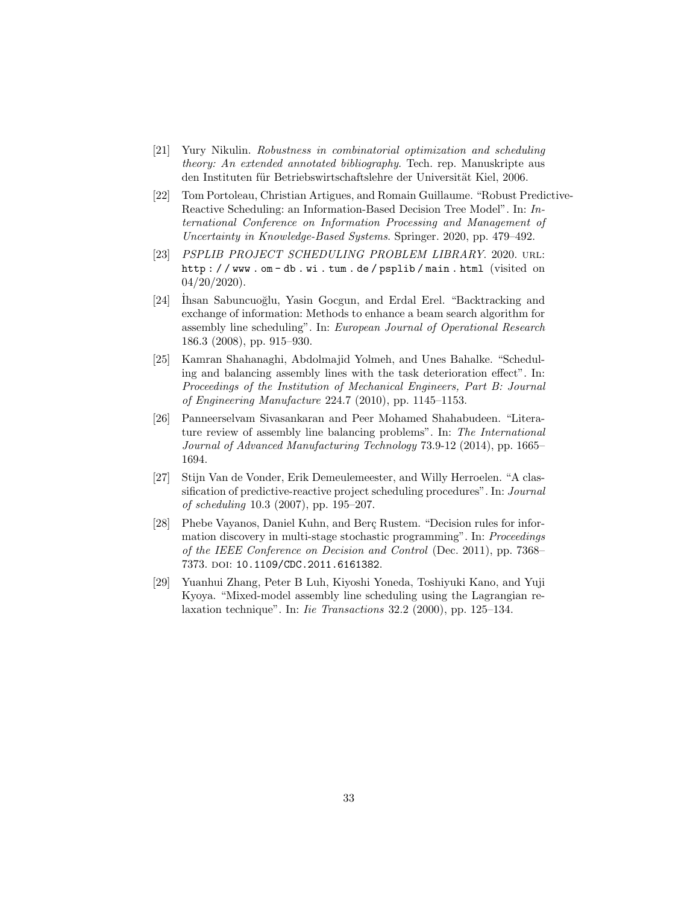[21] Yury Nikulin. *Robustness in combinatorial optimization and scheduling theory: An extended annotated bibliography*. Tech. rep. Manuskripte aus den Instituten für Betriebswirtschaftslehre der Universität Kiel, 2006.

[22] Tom Portoleau, Christian Artigues, and Romain Guillaume. “Robust Predictive-Reactive Scheduling: an Information-Based Decision Tree Model”. In: *International Conference on Information Processing and Management of Uncertainty in Knowledge-Based Systems*. Springer. 2020, pp. 479–492.

[23] *PSPLIB PROJECT SCHEDULING PROBLEM LIBRARY*. 2020. URL: `http://www.om-db.wi.tum.de/psplib/main.html` (visited on 04/20/2020).

[24] İhsan Sabuncuoğlu, Yasin Gocgun, and Erdal Erel. “Backtracking and exchange of information: Methods to enhance a beam search algorithm for assembly line scheduling”. In: *European Journal of Operational Research* 186.3 (2008), pp. 915–930.

[25] Kamran Shahanaghi, Abdolmajid Yolmeh, and Unes Bahalke. “Scheduling and balancing assembly lines with the task deterioration effect”. In: *Proceedings of the Institution of Mechanical Engineers, Part B: Journal of Engineering Manufacture* 224.7 (2010), pp. 1145–1153.

[26] Panneerselvam Sivasankaran and Peer Mohamed Shahabudeen. “Literature review of assembly line balancing problems”. In: *The International Journal of Advanced Manufacturing Technology* 73.9-12 (2014), pp. 1665–1694.

[27] Stijn Van de Vonder, Erik Demeulemeester, and Willy Herroelen. “A classification of predictive-reactive project scheduling procedures”. In: *Journal of scheduling* 10.3 (2007), pp. 195–207.

[28] Phebe Vayanos, Daniel Kuhn, and Berç Rustem. “Decision rules for information discovery in multi-stage stochastic programming”. In: *Proceedings of the IEEE Conference on Decision and Control* (Dec. 2011), pp. 7368–7373. DOI: `10.1109/CDC.2011.6161382`.

[29] Yuanhui Zhang, Peter B Luh, Kiyoshi Yoneda, Toshiyuki Kano, and Yuji Kyoya. “Mixed-model assembly line scheduling using the Lagrangian relaxation technique”. In: *Iie Transactions* 32.2 (2000), pp. 125–134.